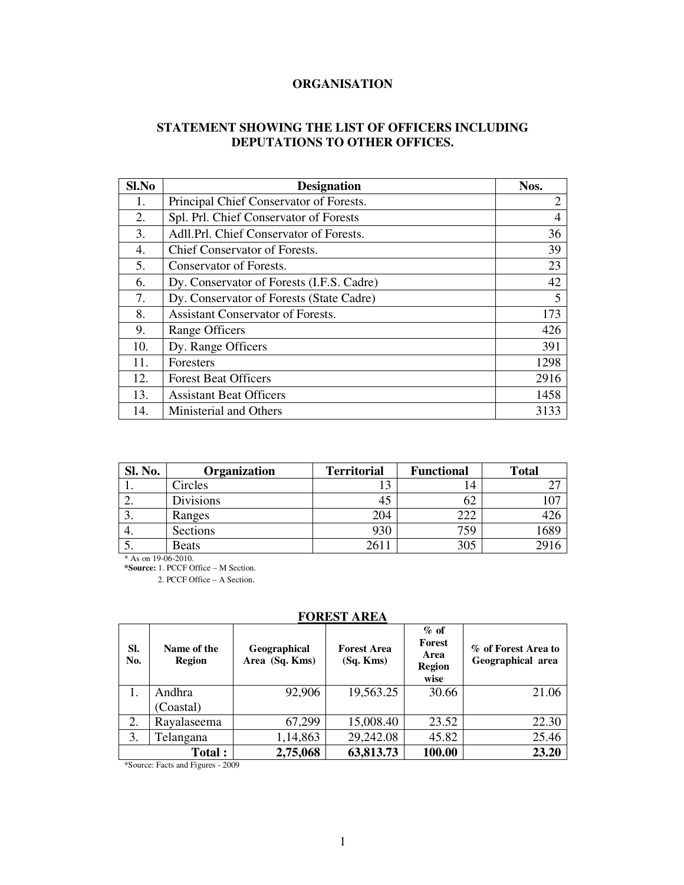# ORGANISATION

## STATEMENT SHOWING THE LIST OF OFFICERS INCLUDING DEPUTATIONS TO OTHER OFFICES.

| Sl.No | Designation | Nos. |
|---|---|---|
| 1. | Principal Chief Conservator of Forests. | 2 |
| 2. | Spl. Prl. Chief Conservator of Forests | 4 |
| 3. | Adll.Prl. Chief Conservator of Forests. | 36 |
| 4. | Chief Conservator of Forests. | 39 |
| 5. | Conservator of Forests. | 23 |
| 6. | Dy. Conservator of Forests (I.F.S. Cadre) | 42 |
| 7. | Dy. Conservator of Forests (State Cadre) | 5 |
| 8. | Assistant Conservator of Forests. | 173 |
| 9. | Range Officers | 426 |
| 10. | Dy. Range Officers | 391 |
| 11. | Foresters | 1298 |
| 12. | Forest Beat Officers | 2916 |
| 13. | Assistant Beat Officers | 1458 |
| 14. | Ministerial and Others | 3133 |

| Sl. No. | Organization | Territorial | Functional | Total |
|---|---|---|---|---|
| 1. | Circles | 13 | 14 | 27 |
| 2. | Divisions | 45 | 62 | 107 |
| 3. | Ranges | 204 | 222 | 426 |
| 4. | Sections | 930 | 759 | 1689 |
| 5. | Beats | 2611 | 305 | 2916 |

* As on 19-06-2010.

**\*Source:** 1. PCCF Office – M Section.
2. PCCF Office – A Section.

## FOREST AREA

| Sl. No. | Name of the Region | Geographical Area (Sq. Kms) | Forest Area (Sq. Kms) | % of Forest Area Region wise | % of Forest Area to Geographical area |
|---|---|---|---|---|---|
| 1. | Andhra (Coastal) | 92,906 | 19,563.25 | 30.66 | 21.06 |
| 2. | Rayalaseema | 67,299 | 15,008.40 | 23.52 | 22.30 |
| 3. | Telangana | 1,14,863 | 29,242.08 | 45.82 | 25.46 |
| | **Total :** | **2,75,068** | **63,813.73** | **100.00** | **23.20** |

*Source: Facts and Figures - 2009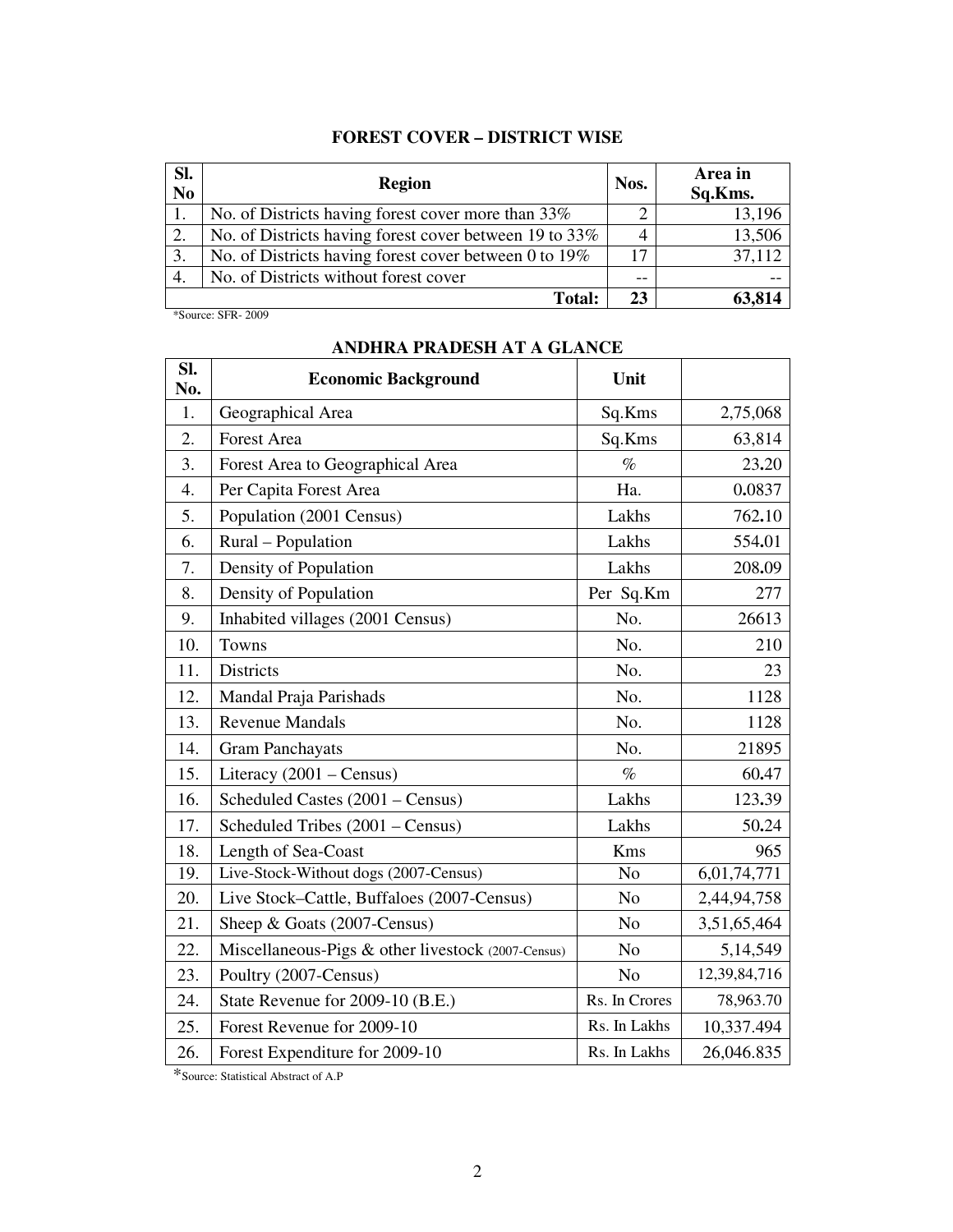## FOREST COVER – DISTRICT WISE

| Sl. No | Region | Nos. | Area in Sq.Kms. |
|---|---|---|---|
| 1. | No. of Districts having forest cover more than 33% | 2 | 13,196 |
| 2. | No. of Districts having forest cover between 19 to 33% | 4 | 13,506 |
| 3. | No. of Districts having forest cover between 0 to 19% | 17 | 37,112 |
| 4. | No. of Districts without forest cover | -- | -- |
| | **Total:** | **23** | **63,814** |

*Source: SFR- 2009

## ANDHRA PRADESH AT A GLANCE

| Sl. No. | Economic Background | Unit | |
|---|---|---|---|
| 1. | Geographical Area | Sq.Kms | 2,75,068 |
| 2. | Forest Area | Sq.Kms | 63,814 |
| 3. | Forest Area to Geographical Area | % | 23.20 |
| 4. | Per Capita Forest Area | Ha. | 0.0837 |
| 5. | Population (2001 Census) | Lakhs | 762.10 |
| 6. | Rural – Population | Lakhs | 554.01 |
| 7. | Density of Population | Lakhs | 208.09 |
| 8. | Density of Population | Per Sq.Km | 277 |
| 9. | Inhabited villages (2001 Census) | No. | 26613 |
| 10. | Towns | No. | 210 |
| 11. | Districts | No. | 23 |
| 12. | Mandal Praja Parishads | No. | 1128 |
| 13. | Revenue Mandals | No. | 1128 |
| 14. | Gram Panchayats | No. | 21895 |
| 15. | Literacy (2001 – Census) | % | 60.47 |
| 16. | Scheduled Castes (2001 – Census) | Lakhs | 123.39 |
| 17. | Scheduled Tribes (2001 – Census) | Lakhs | 50.24 |
| 18. | Length of Sea-Coast | Kms | 965 |
| 19. | Live-Stock-Without dogs (2007-Census) | No | 6,01,74,771 |
| 20. | Live Stock–Cattle, Buffaloes (2007-Census) | No | 2,44,94,758 |
| 21. | Sheep & Goats (2007-Census) | No | 3,51,65,464 |
| 22. | Miscellaneous-Pigs & other livestock (2007-Census) | No | 5,14,549 |
| 23. | Poultry (2007-Census) | No | 12,39,84,716 |
| 24. | State Revenue for 2009-10 (B.E.) | Rs. In Crores | 78,963.70 |
| 25. | Forest Revenue for 2009-10 | Rs. In Lakhs | 10,337.494 |
| 26. | Forest Expenditure for 2009-10 | Rs. In Lakhs | 26,046.835 |

*Source: Statistical Abstract of A.P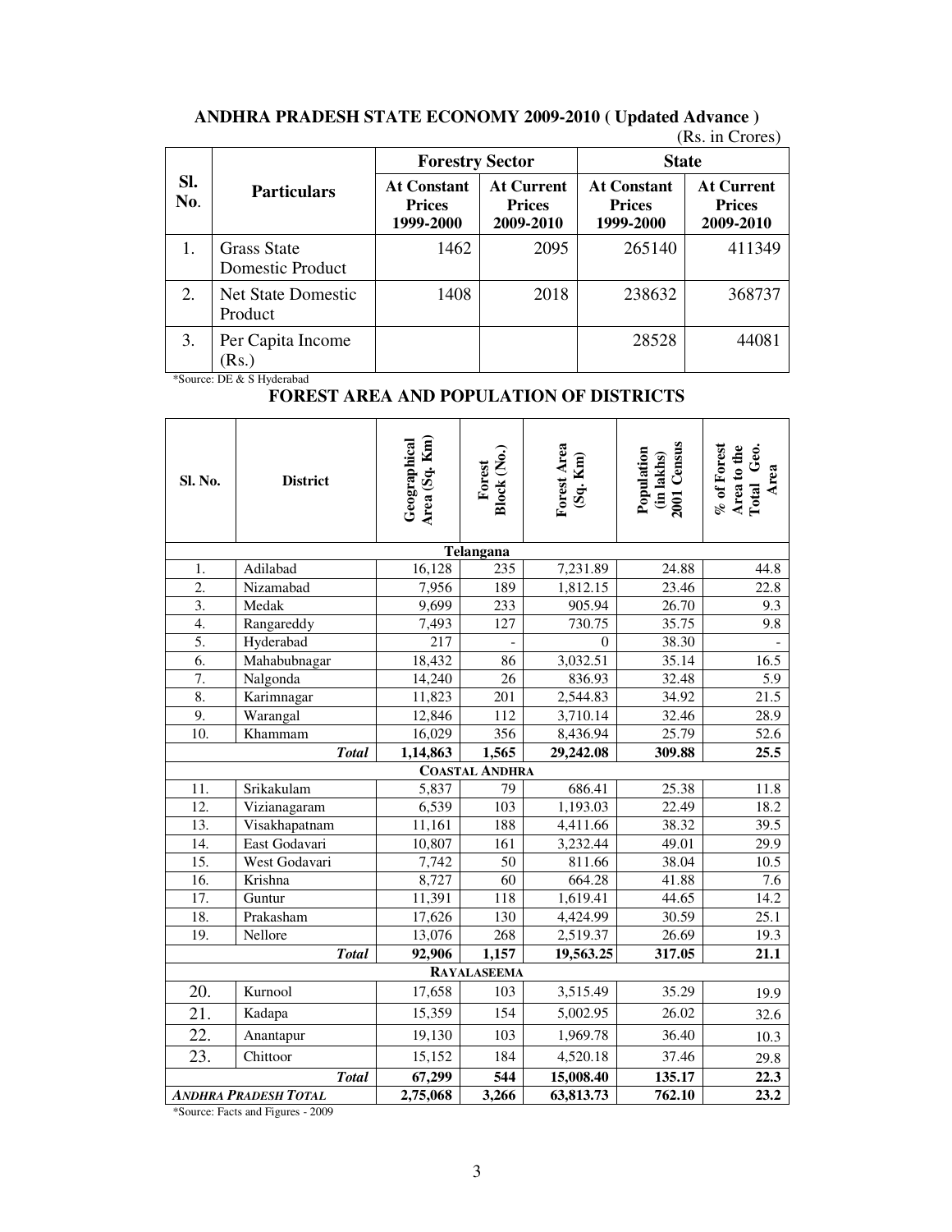## ANDHRA PRADESH STATE ECONOMY 2009-2010 ( Updated Advance )

(Rs. in Crores)

| Sl. No. | Particulars | Forestry Sector | | State | |
|---|---|---|---|---|---|
| | | At Constant Prices 1999-2000 | At Current Prices 2009-2010 | At Constant Prices 1999-2000 | At Current Prices 2009-2010 |
| 1. | Grass State Domestic Product | 1462 | 2095 | 265140 | 411349 |
| 2. | Net State Domestic Product | 1408 | 2018 | 238632 | 368737 |
| 3. | Per Capita Income (Rs.) | | | 28528 | 44081 |

*Source: DE & S Hyderabad

## FOREST AREA AND POPULATION OF DISTRICTS

| Sl. No. | District | Geographical Area (Sq. Km) | Forest Block (No.) | Forest Area (Sq. Km) | Population (in lakhs) 2001 Census | % of Forest Area to the Total Geo. Area |
|---|---|---|---|---|---|---|
| | | | **Telangana** | | | |
| 1. | Adilabad | 16,128 | 235 | 7,231.89 | 24.88 | 44.8 |
| 2. | Nizamabad | 7,956 | 189 | 1,812.15 | 23.46 | 22.8 |
| 3. | Medak | 9,699 | 233 | 905.94 | 26.70 | 9.3 |
| 4. | Rangareddy | 7,493 | 127 | 730.75 | 35.75 | 9.8 |
| 5. | Hyderabad | 217 | - | 0 | 38.30 | - |
| 6. | Mahabubnagar | 18,432 | 86 | 3,032.51 | 35.14 | 16.5 |
| 7. | Nalgonda | 14,240 | 26 | 836.93 | 32.48 | 5.9 |
| 8. | Karimnagar | 11,823 | 201 | 2,544.83 | 34.92 | 21.5 |
| 9. | Warangal | 12,846 | 112 | 3,710.14 | 32.46 | 28.9 |
| 10. | Khammam | 16,029 | 356 | 8,436.94 | 25.79 | 52.6 |
| | ***Total*** | **1,14,863** | **1,565** | **29,242.08** | **309.88** | **25.5** |
| | | | **COASTAL ANDHRA** | | | |
| 11. | Srikakulam | 5,837 | 79 | 686.41 | 25.38 | 11.8 |
| 12. | Vizianagaram | 6,539 | 103 | 1,193.03 | 22.49 | 18.2 |
| 13. | Visakhapatnam | 11,161 | 188 | 4,411.66 | 38.32 | 39.5 |
| 14. | East Godavari | 10,807 | 161 | 3,232.44 | 49.01 | 29.9 |
| 15. | West Godavari | 7,742 | 50 | 811.66 | 38.04 | 10.5 |
| 16. | Krishna | 8,727 | 60 | 664.28 | 41.88 | 7.6 |
| 17. | Guntur | 11,391 | 118 | 1,619.41 | 44.65 | 14.2 |
| 18. | Prakasham | 17,626 | 130 | 4,424.99 | 30.59 | 25.1 |
| 19. | Nellore | 13,076 | 268 | 2,519.37 | 26.69 | 19.3 |
| | ***Total*** | **92,906** | **1,157** | **19,563.25** | **317.05** | **21.1** |
| | | | **RAYALASEEMA** | | | |
| 20. | Kurnool | 17,658 | 103 | 3,515.49 | 35.29 | 19.9 |
| 21. | Kadapa | 15,359 | 154 | 5,002.95 | 26.02 | 32.6 |
| 22. | Anantapur | 19,130 | 103 | 1,969.78 | 36.40 | 10.3 |
| 23. | Chittoor | 15,152 | 184 | 4,520.18 | 37.46 | 29.8 |
| | ***Total*** | **67,299** | **544** | **15,008.40** | **135.17** | **22.3** |
| ***ANDHRA PRADESH TOTAL*** | | **2,75,068** | **3,266** | **63,813.73** | **762.10** | **23.2** |

*Source: Facts and Figures - 2009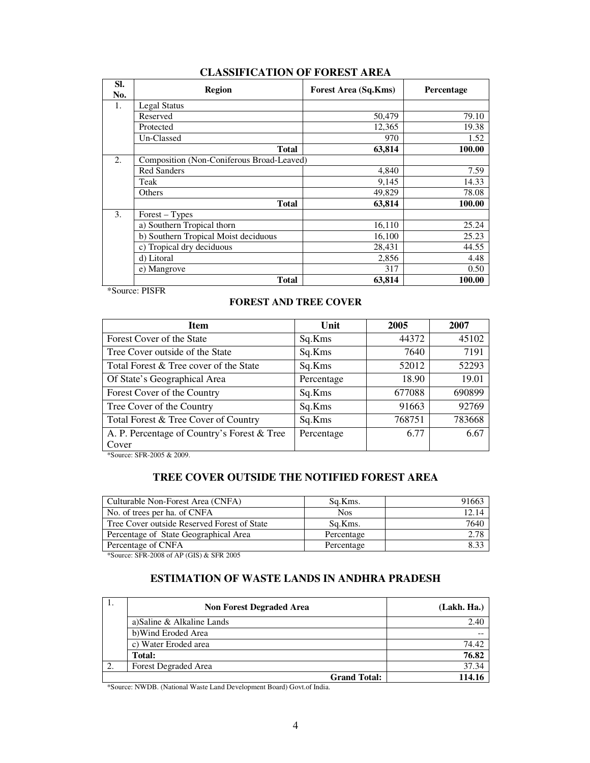## CLASSIFICATION OF FOREST AREA

| Sl. No. | Region | Forest Area (Sq.Kms) | Percentage |
|---|---|---|---|
| 1. | Legal Status | | |
| | Reserved | 50,479 | 79.10 |
| | Protected | 12,365 | 19.38 |
| | Un-Classed | 970 | 1.52 |
| | **Total** | **63,814** | **100.00** |
| 2. | Composition (Non-Coniferous Broad-Leaved) | | |
| | Red Sanders | 4,840 | 7.59 |
| | Teak | 9,145 | 14.33 |
| | Others | 49,829 | 78.08 |
| | **Total** | **63,814** | **100.00** |
| 3. | Forest – Types | | |
| | a) Southern Tropical thorn | 16,110 | 25.24 |
| | b) Southern Tropical Moist deciduous | 16,100 | 25.23 |
| | c) Tropical dry deciduous | 28,431 | 44.55 |
| | d) Litoral | 2,856 | 4.48 |
| | e) Mangrove | 317 | 0.50 |
| | **Total** | **63,814** | **100.00** |

*Source: PISFR

## FOREST AND TREE COVER

| Item | Unit | 2005 | 2007 |
|---|---|---|---|
| Forest Cover of the State | Sq.Kms | 44372 | 45102 |
| Tree Cover outside of the State | Sq.Kms | 7640 | 7191 |
| Total Forest & Tree cover of the State | Sq.Kms | 52012 | 52293 |
| Of State's Geographical Area | Percentage | 18.90 | 19.01 |
| Forest Cover of the Country | Sq.Kms | 677088 | 690899 |
| Tree Cover of the Country | Sq.Kms | 91663 | 92769 |
| Total Forest & Tree Cover of Country | Sq.Kms | 768751 | 783668 |
| A. P. Percentage of Country's Forest & Tree Cover | Percentage | 6.77 | 6.67 |

*Source: SFR-2005 & 2009.

## TREE COVER OUTSIDE THE NOTIFIED FOREST AREA

| | | |
|---|---|---|
| Culturable Non-Forest Area (CNFA) | Sq.Kms. | 91663 |
| No. of trees per ha. of CNFA | Nos | 12.14 |
| Tree Cover outside Reserved Forest of State | Sq.Kms. | 7640 |
| Percentage of State Geographical Area | Percentage | 2.78 |
| Percentage of CNFA | Percentage | 8.33 |

*Source: SFR-2008 of AP (GIS) & SFR 2005

## ESTIMATION OF WASTE LANDS IN ANDHRA PRADESH

| 1. | **Non Forest Degraded Area** | **(Lakh. Ha.)** |
|---|---|---|
| | a)Saline & Alkaline Lands | 2.40 |
| | b)Wind Eroded Area | -- |
| | c) Water Eroded area | 74.42 |
| | **Total:** | **76.82** |
| 2. | Forest Degraded Area | 37.34 |
| | **Grand Total:** | **114.16** |

*Source: NWDB. (National Waste Land Development Board) Govt.of India.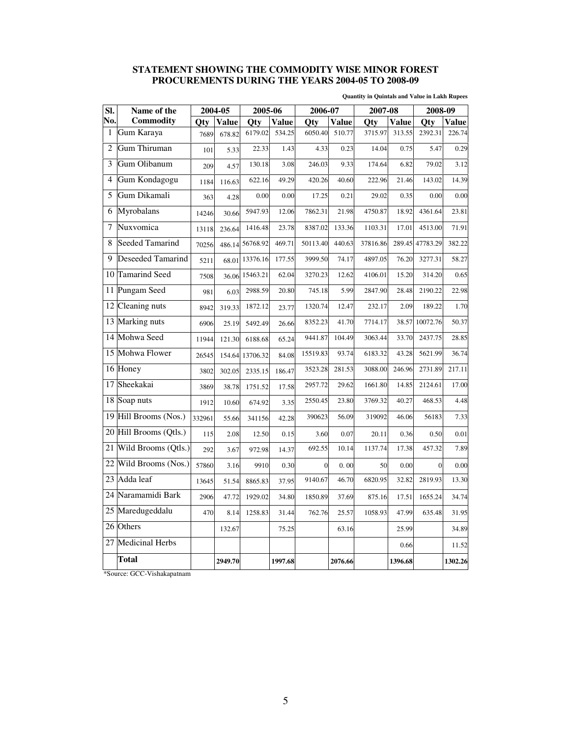## STATEMENT SHOWING THE COMMODITY WISE MINOR FOREST PROCUREMENTS DURING THE YEARS 2004-05 TO 2008-09

**Quantity in Quintals and Value in Lakh Rupees**

| Sl. No. | Name of the Commodity | 2004-05 | | 2005-06 | | 2006-07 | | 2007-08 | | 2008-09 | |
|---|---|---|---|---|---|---|---|---|---|---|---|
| | | Qty | Value | Qty | Value | Qty | Value | Qty | Value | Qty | Value |
| 1 | Gum Karaya | 7689 | 678.82 | 6179.02 | 534.25 | 6050.40 | 510.77 | 3715.97 | 313.55 | 2392.31 | 226.74 |
| 2 | Gum Thiruman | 101 | 5.33 | 22.33 | 1.43 | 4.33 | 0.23 | 14.04 | 0.75 | 5.47 | 0.29 |
| 3 | Gum Olibanum | 209 | 4.57 | 130.18 | 3.08 | 246.03 | 9.33 | 174.64 | 6.82 | 79.02 | 3.12 |
| 4 | Gum Kondagogu | 1184 | 116.63 | 622.16 | 49.29 | 420.26 | 40.60 | 222.96 | 21.46 | 143.02 | 14.39 |
| 5 | Gum Dikamali | 363 | 4.28 | 0.00 | 0.00 | 17.25 | 0.21 | 29.02 | 0.35 | 0.00 | 0.00 |
| 6 | Myrobalans | 14246 | 30.66 | 5947.93 | 12.06 | 7862.31 | 21.98 | 4750.87 | 18.92 | 4361.64 | 23.81 |
| 7 | Nuxvomica | 13118 | 236.64 | 1416.48 | 23.78 | 8387.02 | 133.36 | 1103.31 | 17.01 | 4513.00 | 71.91 |
| 8 | Seeded Tamarind | 70256 | 486.14 | 56768.92 | 469.71 | 50113.40 | 440.63 | 37816.86 | 289.45 | 47783.29 | 382.22 |
| 9 | Deseeded Tamarind | 5211 | 68.01 | 13376.16 | 177.55 | 3999.50 | 74.17 | 4897.05 | 76.20 | 3277.31 | 58.27 |
| 10 | Tamarind Seed | 7508 | 36.06 | 15463.21 | 62.04 | 3270.23 | 12.62 | 4106.01 | 15.20 | 314.20 | 0.65 |
| 11 | Pungam Seed | 981 | 6.03 | 2988.59 | 20.80 | 745.18 | 5.99 | 2847.90 | 28.48 | 2190.22 | 22.98 |
| 12 | Cleaning nuts | 8942 | 319.33 | 1872.12 | 23.77 | 1320.74 | 12.47 | 232.17 | 2.09 | 189.22 | 1.70 |
| 13 | Marking nuts | 6906 | 25.19 | 5492.49 | 26.66 | 8352.23 | 41.70 | 7714.17 | 38.57 | 10072.76 | 50.37 |
| 14 | Mohwa Seed | 11944 | 121.30 | 6188.68 | 65.24 | 9441.87 | 104.49 | 3063.44 | 33.70 | 2437.75 | 28.85 |
| 15 | Mohwa Flower | 26545 | 154.64 | 13706.32 | 84.08 | 15519.83 | 93.74 | 6183.32 | 43.28 | 5621.99 | 36.74 |
| 16 | Honey | 3802 | 302.05 | 2335.15 | 186.47 | 3523.28 | 281.53 | 3088.00 | 246.96 | 2731.89 | 217.11 |
| 17 | Sheekakai | 3869 | 38.78 | 1751.52 | 17.58 | 2957.72 | 29.62 | 1661.80 | 14.85 | 2124.61 | 17.00 |
| 18 | Soap nuts | 1912 | 10.60 | 674.92 | 3.35 | 2550.45 | 23.80 | 3769.32 | 40.27 | 468.53 | 4.48 |
| 19 | Hill Brooms (Nos.) | 332961 | 55.66 | 341156 | 42.28 | 390623 | 56.09 | 319092 | 46.06 | 56183 | 7.33 |
| 20 | Hill Brooms (Qtls.) | 115 | 2.08 | 12.50 | 0.15 | 3.60 | 0.07 | 20.11 | 0.36 | 0.50 | 0.01 |
| 21 | Wild Brooms (Qtls.) | 292 | 3.67 | 972.98 | 14.37 | 692.55 | 10.14 | 1137.74 | 17.38 | 457.32 | 7.89 |
| 22 | Wild Brooms (Nos.) | 57860 | 3.16 | 9910 | 0.30 | 0 | 0. 00 | 50 | 0.00 | 0 | 0.00 |
| 23 | Adda leaf | 13645 | 51.54 | 8865.83 | 37.95 | 9140.67 | 46.70 | 6820.95 | 32.82 | 2819.93 | 13.30 |
| 24 | Naramamidi Bark | 2906 | 47.72 | 1929.02 | 34.80 | 1850.89 | 37.69 | 875.16 | 17.51 | 1655.24 | 34.74 |
| 25 | Maredugeddalu | 470 | 8.14 | 1258.83 | 31.44 | 762.76 | 25.57 | 1058.93 | 47.99 | 635.48 | 31.95 |
| 26 | Others | | 132.67 | | 75.25 | | 63.16 | | 25.99 | | 34.89 |
| 27 | Medicinal Herbs | | | | | | | | 0.66 | | 11.52 |
| | **Total** | | **2949.70** | | **1997.68** | | **2076.66** | | **1396.68** | | **1302.26** |

*Source: GCC-Vishakapatnam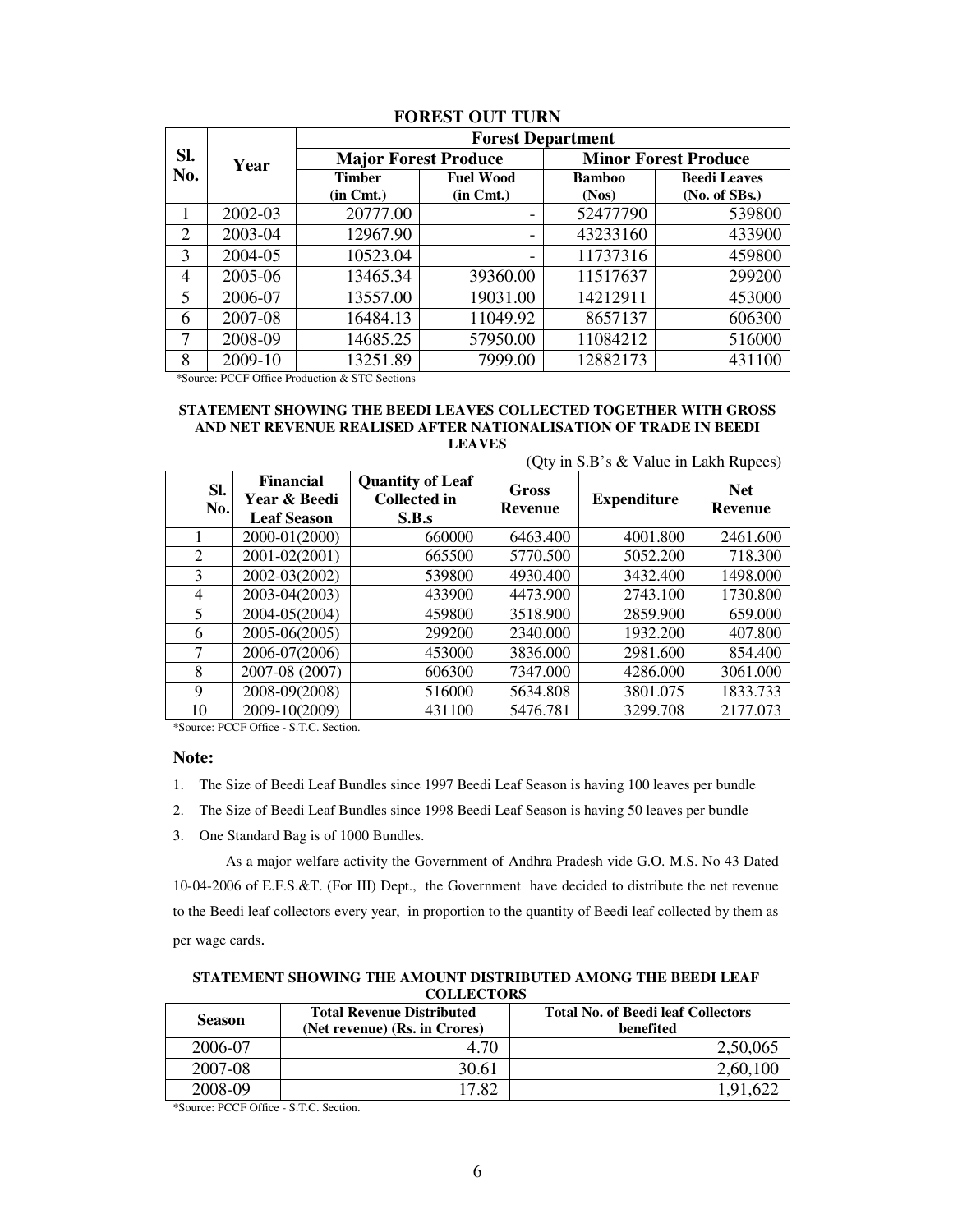## FOREST OUT TURN

| Sl. No. | Year | Forest Department | | | |
|---|---|---|---|---|---|
| | | Major Forest Produce | | Minor Forest Produce | |
| | | Timber (in Cmt.) | Fuel Wood (in Cmt.) | Bamboo (Nos) | Beedi Leaves (No. of SBs.) |
| 1 | 2002-03 | 20777.00 | - | 52477790 | 539800 |
| 2 | 2003-04 | 12967.90 | - | 43233160 | 433900 |
| 3 | 2004-05 | 10523.04 | - | 11737316 | 459800 |
| 4 | 2005-06 | 13465.34 | 39360.00 | 11517637 | 299200 |
| 5 | 2006-07 | 13557.00 | 19031.00 | 14212911 | 453000 |
| 6 | 2007-08 | 16484.13 | 11049.92 | 8657137 | 606300 |
| 7 | 2008-09 | 14685.25 | 57950.00 | 11084212 | 516000 |
| 8 | 2009-10 | 13251.89 | 7999.00 | 12882173 | 431100 |

*Source: PCCF Office Production & STC Sections

### STATEMENT SHOWING THE BEEDI LEAVES COLLECTED TOGETHER WITH GROSS AND NET REVENUE REALISED AFTER NATIONALISATION OF TRADE IN BEEDI LEAVES

(Qty in S.B's & Value in Lakh Rupees)

| Sl. No. | Financial Year & Beedi Leaf Season | Quantity of Leaf Collected in S.B.s | Gross Revenue | Expenditure | Net Revenue |
|---|---|---|---|---|---|
| 1 | 2000-01(2000) | 660000 | 6463.400 | 4001.800 | 2461.600 |
| 2 | 2001-02(2001) | 665500 | 5770.500 | 5052.200 | 718.300 |
| 3 | 2002-03(2002) | 539800 | 4930.400 | 3432.400 | 1498.000 |
| 4 | 2003-04(2003) | 433900 | 4473.900 | 2743.100 | 1730.800 |
| 5 | 2004-05(2004) | 459800 | 3518.900 | 2859.900 | 659.000 |
| 6 | 2005-06(2005) | 299200 | 2340.000 | 1932.200 | 407.800 |
| 7 | 2006-07(2006) | 453000 | 3836.000 | 2981.600 | 854.400 |
| 8 | 2007-08 (2007) | 606300 | 7347.000 | 4286.000 | 3061.000 |
| 9 | 2008-09(2008) | 516000 | 5634.808 | 3801.075 | 1833.733 |
| 10 | 2009-10(2009) | 431100 | 5476.781 | 3299.708 | 2177.073 |

*Source: PCCF Office - S.T.C. Section.

**Note:**

1. The Size of Beedi Leaf Bundles since 1997 Beedi Leaf Season is having 100 leaves per bundle
2. The Size of Beedi Leaf Bundles since 1998 Beedi Leaf Season is having 50 leaves per bundle
3. One Standard Bag is of 1000 Bundles.

As a major welfare activity the Government of Andhra Pradesh vide G.O. M.S. No 43 Dated 10-04-2006 of E.F.S.&T. (For III) Dept., the Government have decided to distribute the net revenue to the Beedi leaf collectors every year, in proportion to the quantity of Beedi leaf collected by them as per wage cards.

### STATEMENT SHOWING THE AMOUNT DISTRIBUTED AMONG THE BEEDI LEAF COLLECTORS

| Season | Total Revenue Distributed (Net revenue) (Rs. in Crores) | Total No. of Beedi leaf Collectors benefited |
|---|---|---|
| 2006-07 | 4.70 | 2,50,065 |
| 2007-08 | 30.61 | 2,60,100 |
| 2008-09 | 17.82 | 1,91,622 |

*Source: PCCF Office - S.T.C. Section.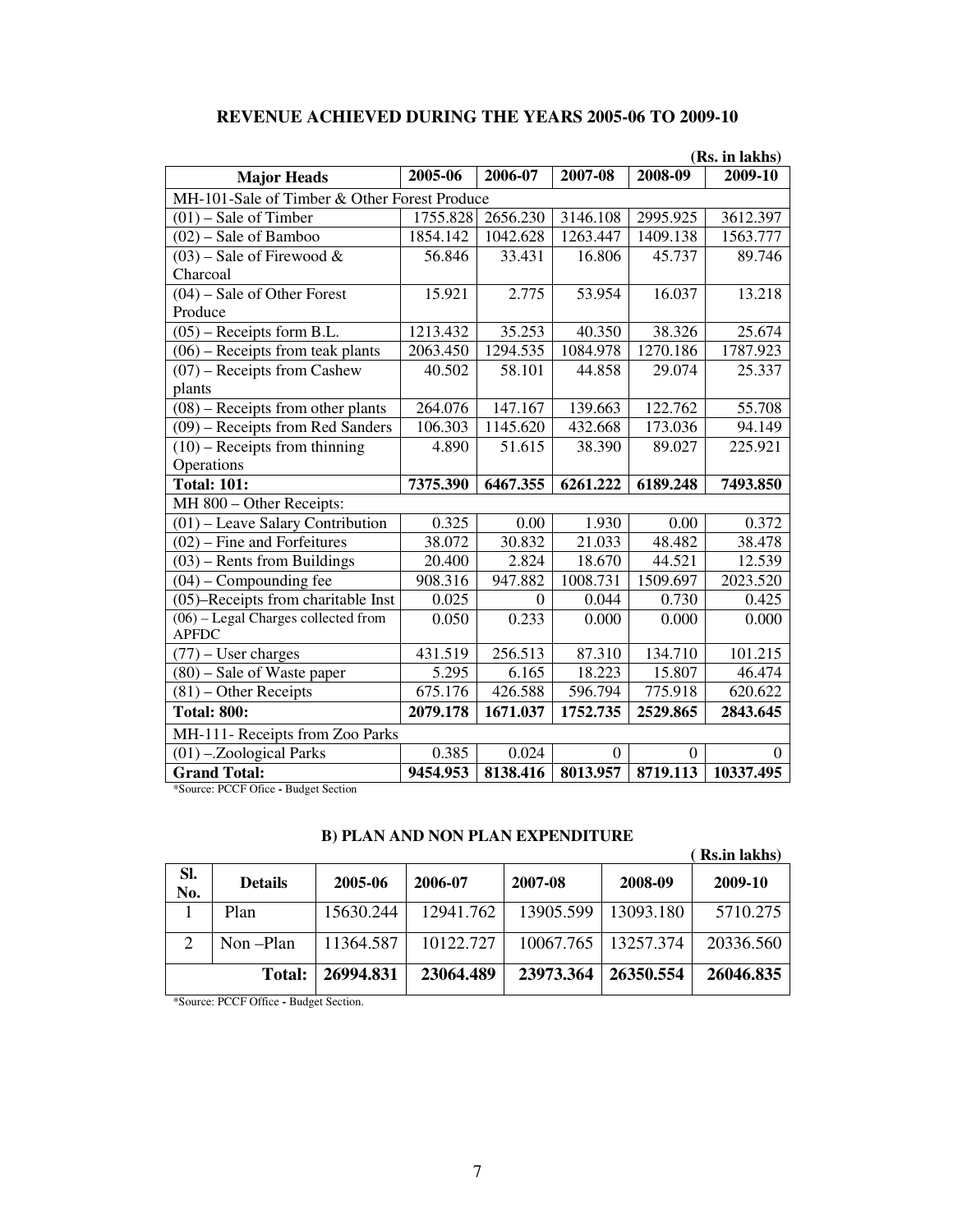## REVENUE ACHIEVED DURING THE YEARS 2005-06 TO 2009-10

(Rs. in lakhs)

| Major Heads | 2005-06 | 2006-07 | 2007-08 | 2008-09 | 2009-10 |
|---|---|---|---|---|---|
| MH-101-Sale of Timber & Other Forest Produce | | | | | |
| (01) – Sale of Timber | 1755.828 | 2656.230 | 3146.108 | 2995.925 | 3612.397 |
| (02) – Sale of Bamboo | 1854.142 | 1042.628 | 1263.447 | 1409.138 | 1563.777 |
| (03) – Sale of Firewood & Charcoal | 56.846 | 33.431 | 16.806 | 45.737 | 89.746 |
| (04) – Sale of Other Forest Produce | 15.921 | 2.775 | 53.954 | 16.037 | 13.218 |
| (05) – Receipts form B.L. | 1213.432 | 35.253 | 40.350 | 38.326 | 25.674 |
| (06) – Receipts from teak plants | 2063.450 | 1294.535 | 1084.978 | 1270.186 | 1787.923 |
| (07) – Receipts from Cashew plants | 40.502 | 58.101 | 44.858 | 29.074 | 25.337 |
| (08) – Receipts from other plants | 264.076 | 147.167 | 139.663 | 122.762 | 55.708 |
| (09) – Receipts from Red Sanders | 106.303 | 1145.620 | 432.668 | 173.036 | 94.149 |
| (10) – Receipts from thinning Operations | 4.890 | 51.615 | 38.390 | 89.027 | 225.921 |
| **Total: 101:** | **7375.390** | **6467.355** | **6261.222** | **6189.248** | **7493.850** |
| MH 800 – Other Receipts: | | | | | |
| (01) – Leave Salary Contribution | 0.325 | 0.00 | 1.930 | 0.00 | 0.372 |
| (02) – Fine and Forfeitures | 38.072 | 30.832 | 21.033 | 48.482 | 38.478 |
| (03) – Rents from Buildings | 20.400 | 2.824 | 18.670 | 44.521 | 12.539 |
| (04) – Compounding fee | 908.316 | 947.882 | 1008.731 | 1509.697 | 2023.520 |
| (05)–Receipts from charitable Inst | 0.025 | 0 | 0.044 | 0.730 | 0.425 |
| (06) – Legal Charges collected from APFDC | 0.050 | 0.233 | 0.000 | 0.000 | 0.000 |
| (77) – User charges | 431.519 | 256.513 | 87.310 | 134.710 | 101.215 |
| (80) – Sale of Waste paper | 5.295 | 6.165 | 18.223 | 15.807 | 46.474 |
| (81) – Other Receipts | 675.176 | 426.588 | 596.794 | 775.918 | 620.622 |
| **Total: 800:** | **2079.178** | **1671.037** | **1752.735** | **2529.865** | **2843.645** |
| MH-111- Receipts from Zoo Parks | | | | | |
| (01) –.Zoological Parks | 0.385 | 0.024 | 0 | 0 | 0 |
| **Grand Total:** | **9454.953** | **8138.416** | **8013.957** | **8719.113** | **10337.495** |

*Source: PCCF Ofice - Budget Section

### B) PLAN AND NON PLAN EXPENDITURE

( Rs.in lakhs)

| Sl. No. | Details | 2005-06 | 2006-07 | 2007-08 | 2008-09 | 2009-10 |
|---|---|---|---|---|---|---|
| 1 | Plan | 15630.244 | 12941.762 | 13905.599 | 13093.180 | 5710.275 |
| 2 | Non –Plan | 11364.587 | 10122.727 | 10067.765 | 13257.374 | 20336.560 |
| | **Total:** | **26994.831** | **23064.489** | **23973.364** | **26350.554** | **26046.835** |

*Source: PCCF Office - Budget Section.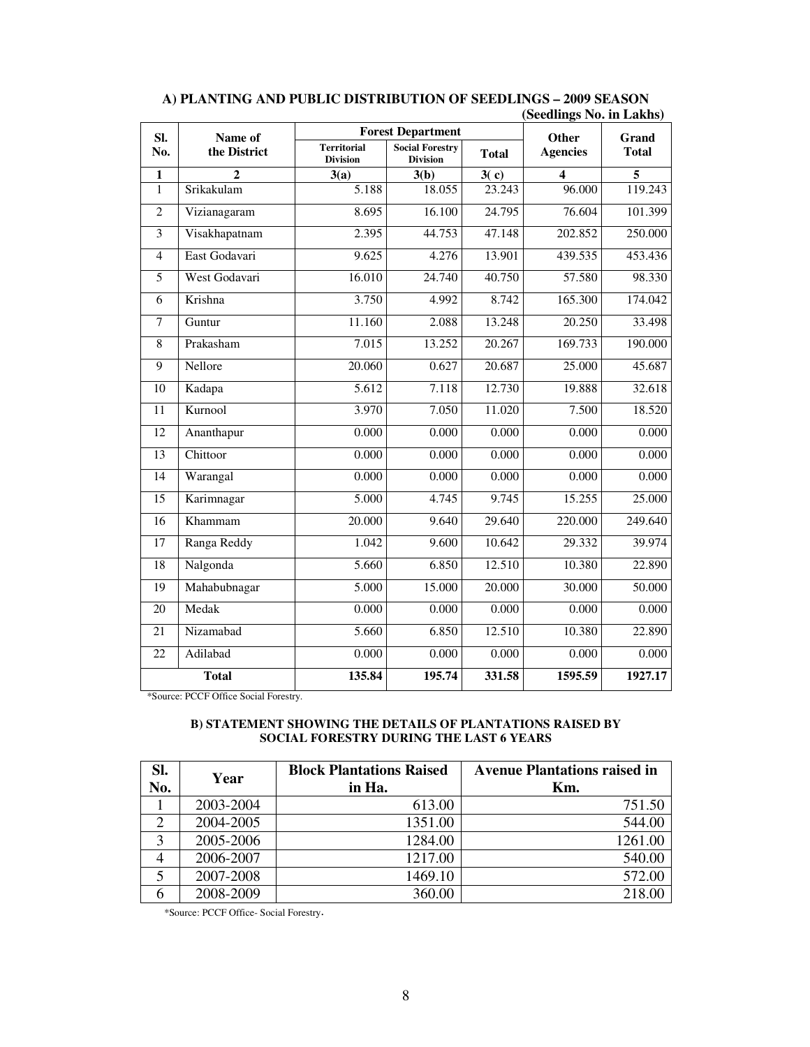### A) PLANTING AND PUBLIC DISTRIBUTION OF SEEDLINGS – 2009 SEASON

(Seedlings No. in Lakhs)

| Sl. No. | Name of the District | Forest Department | | | Other Agencies | Grand Total |
|---|---|---|---|---|---|---|
| | | Territorial Division | Social Forestry Division | Total | | |
| 1 | 2 | 3(a) | 3(b) | 3( c) | 4 | 5 |
| 1 | Srikakulam | 5.188 | 18.055 | 23.243 | 96.000 | 119.243 |
| 2 | Vizianagaram | 8.695 | 16.100 | 24.795 | 76.604 | 101.399 |
| 3 | Visakhapatnam | 2.395 | 44.753 | 47.148 | 202.852 | 250.000 |
| 4 | East Godavari | 9.625 | 4.276 | 13.901 | 439.535 | 453.436 |
| 5 | West Godavari | 16.010 | 24.740 | 40.750 | 57.580 | 98.330 |
| 6 | Krishna | 3.750 | 4.992 | 8.742 | 165.300 | 174.042 |
| 7 | Guntur | 11.160 | 2.088 | 13.248 | 20.250 | 33.498 |
| 8 | Prakasham | 7.015 | 13.252 | 20.267 | 169.733 | 190.000 |
| 9 | Nellore | 20.060 | 0.627 | 20.687 | 25.000 | 45.687 |
| 10 | Kadapa | 5.612 | 7.118 | 12.730 | 19.888 | 32.618 |
| 11 | Kurnool | 3.970 | 7.050 | 11.020 | 7.500 | 18.520 |
| 12 | Ananthapur | 0.000 | 0.000 | 0.000 | 0.000 | 0.000 |
| 13 | Chittoor | 0.000 | 0.000 | 0.000 | 0.000 | 0.000 |
| 14 | Warangal | 0.000 | 0.000 | 0.000 | 0.000 | 0.000 |
| 15 | Karimnagar | 5.000 | 4.745 | 9.745 | 15.255 | 25.000 |
| 16 | Khammam | 20.000 | 9.640 | 29.640 | 220.000 | 249.640 |
| 17 | Ranga Reddy | 1.042 | 9.600 | 10.642 | 29.332 | 39.974 |
| 18 | Nalgonda | 5.660 | 6.850 | 12.510 | 10.380 | 22.890 |
| 19 | Mahabubnagar | 5.000 | 15.000 | 20.000 | 30.000 | 50.000 |
| 20 | Medak | 0.000 | 0.000 | 0.000 | 0.000 | 0.000 |
| 21 | Nizamabad | 5.660 | 6.850 | 12.510 | 10.380 | 22.890 |
| 22 | Adilabad | 0.000 | 0.000 | 0.000 | 0.000 | 0.000 |
| | **Total** | **135.84** | **195.74** | **331.58** | **1595.59** | **1927.17** |

*Source: PCCF Office Social Forestry.

### B) STATEMENT SHOWING THE DETAILS OF PLANTATIONS RAISED BY SOCIAL FORESTRY DURING THE LAST 6 YEARS

| Sl. No. | Year | Block Plantations Raised in Ha. | Avenue Plantations raised in Km. |
|---|---|---|---|
| 1 | 2003-2004 | 613.00 | 751.50 |
| 2 | 2004-2005 | 1351.00 | 544.00 |
| 3 | 2005-2006 | 1284.00 | 1261.00 |
| 4 | 2006-2007 | 1217.00 | 540.00 |
| 5 | 2007-2008 | 1469.10 | 572.00 |
| 6 | 2008-2009 | 360.00 | 218.00 |

*Source: PCCF Office- Social Forestry.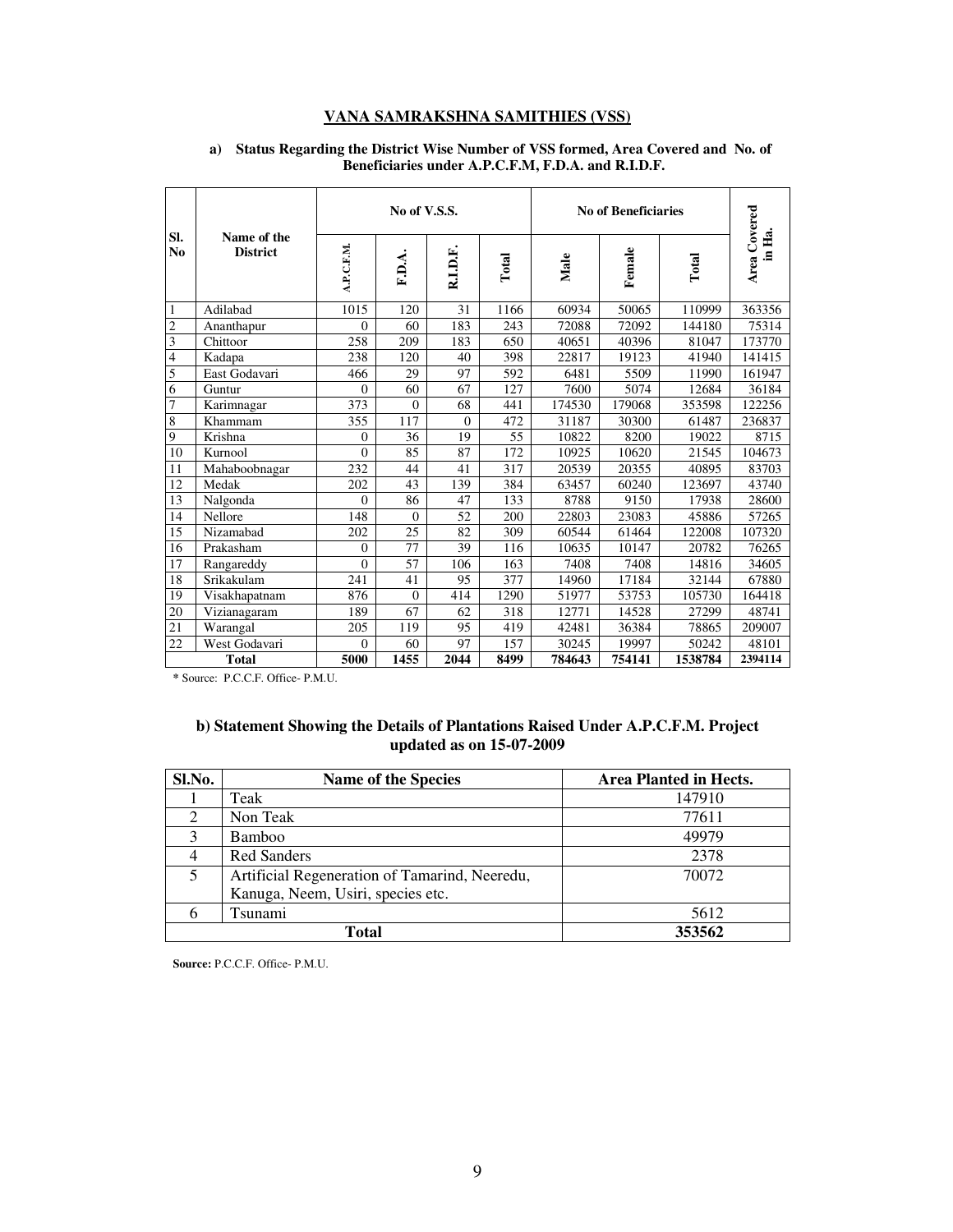## VANA SAMRAKSHNA SAMITHIES (VSS)

**a) Status Regarding the District Wise Number of VSS formed, Area Covered and No. of Beneficiaries under A.P.C.F.M, F.D.A. and R.I.D.F.**

| Sl. No | Name of the District | No of V.S.S. | | | | No of Beneficiaries | | | Area Covered in Ha. |
|---|---|---|---|---|---|---|---|---|---|
| | | A.P.C.F.M. | F.D.A. | R.I.D.F. | Total | Male | Female | Total | |
| 1 | Adilabad | 1015 | 120 | 31 | 1166 | 60934 | 50065 | 110999 | 363356 |
| 2 | Ananthapur | 0 | 60 | 183 | 243 | 72088 | 72092 | 144180 | 75314 |
| 3 | Chittoor | 258 | 209 | 183 | 650 | 40651 | 40396 | 81047 | 173770 |
| 4 | Kadapa | 238 | 120 | 40 | 398 | 22817 | 19123 | 41940 | 141415 |
| 5 | East Godavari | 466 | 29 | 97 | 592 | 6481 | 5509 | 11990 | 161947 |
| 6 | Guntur | 0 | 60 | 67 | 127 | 7600 | 5074 | 12684 | 36184 |
| 7 | Karimnagar | 373 | 0 | 68 | 441 | 174530 | 179068 | 353598 | 122256 |
| 8 | Khammam | 355 | 117 | 0 | 472 | 31187 | 30300 | 61487 | 236837 |
| 9 | Krishna | 0 | 36 | 19 | 55 | 10822 | 8200 | 19022 | 8715 |
| 10 | Kurnool | 0 | 85 | 87 | 172 | 10925 | 10620 | 21545 | 104673 |
| 11 | Mahaboobnagar | 232 | 44 | 41 | 317 | 20539 | 20355 | 40895 | 83703 |
| 12 | Medak | 202 | 43 | 139 | 384 | 63457 | 60240 | 123697 | 43740 |
| 13 | Nalgonda | 0 | 86 | 47 | 133 | 8788 | 9150 | 17938 | 28600 |
| 14 | Nellore | 148 | 0 | 52 | 200 | 22803 | 23083 | 45886 | 57265 |
| 15 | Nizamabad | 202 | 25 | 82 | 309 | 60544 | 61464 | 122008 | 107320 |
| 16 | Prakasham | 0 | 77 | 39 | 116 | 10635 | 10147 | 20782 | 76265 |
| 17 | Rangareddy | 0 | 57 | 106 | 163 | 7408 | 7408 | 14816 | 34605 |
| 18 | Srikakulam | 241 | 41 | 95 | 377 | 14960 | 17184 | 32144 | 67880 |
| 19 | Visakhapatnam | 876 | 0 | 414 | 1290 | 51977 | 53753 | 105730 | 164418 |
| 20 | Vizianagaram | 189 | 67 | 62 | 318 | 12771 | 14528 | 27299 | 48741 |
| 21 | Warangal | 205 | 119 | 95 | 419 | 42481 | 36384 | 78865 | 209007 |
| 22 | West Godavari | 0 | 60 | 97 | 157 | 30245 | 19997 | 50242 | 48101 |
| **Total** | | **5000** | **1455** | **2044** | **8499** | **784643** | **754141** | **1538784** | **2394114** |

* Source: P.C.C.F. Office- P.M.U.

**b) Statement Showing the Details of Plantations Raised Under A.P.C.F.M. Project updated as on 15-07-2009**

| Sl.No. | Name of the Species | Area Planted in Hects. |
|---|---|---|
| 1 | Teak | 147910 |
| 2 | Non Teak | 77611 |
| 3 | Bamboo | 49979 |
| 4 | Red Sanders | 2378 |
| 5 | Artificial Regeneration of Tamarind, Neeredu, Kanuga, Neem, Usiri, species etc. | 70072 |
| 6 | Tsunami | 5612 |
| **Total** | | **353562** |

**Source:** P.C.C.F. Office- P.M.U.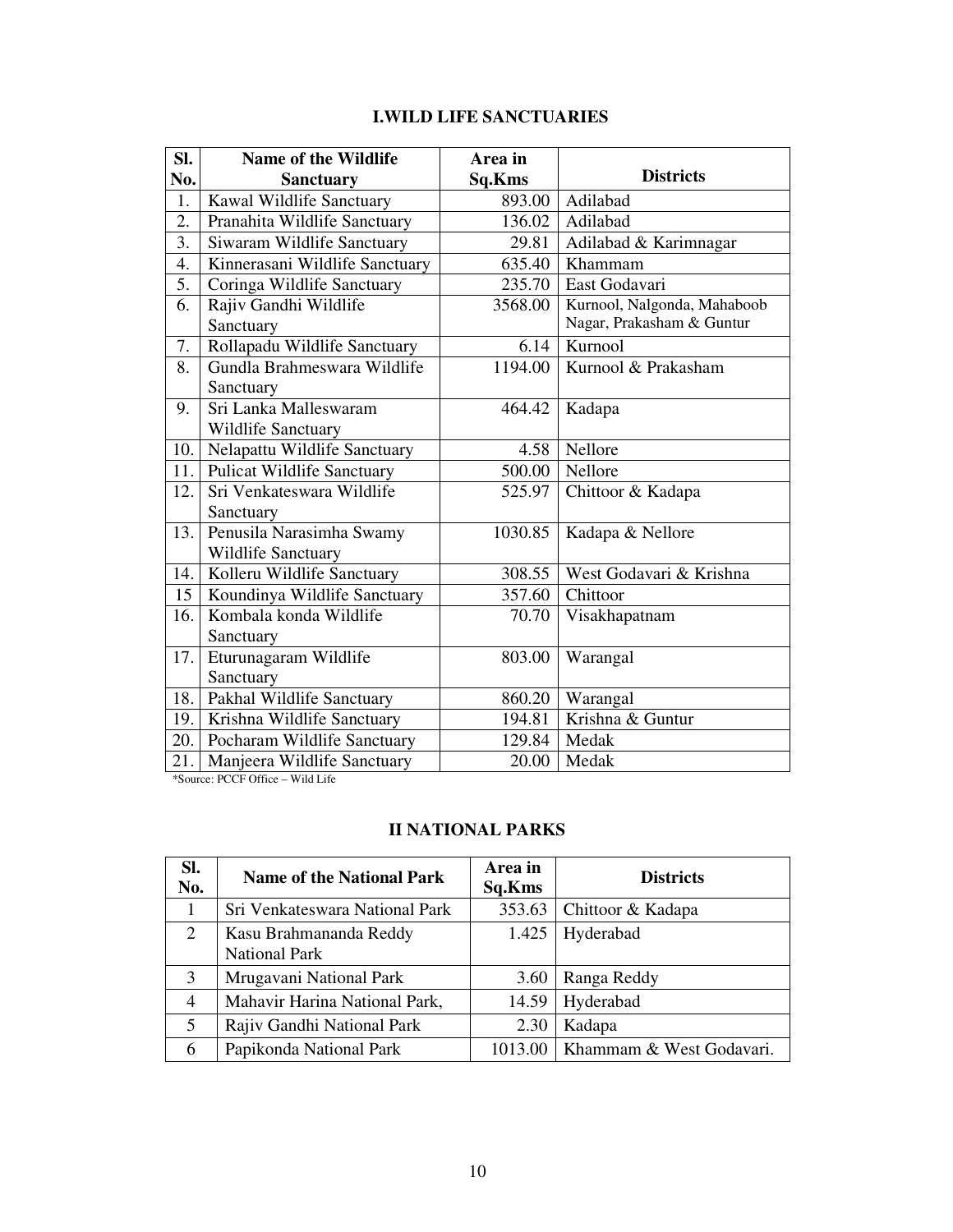## I.WILD LIFE SANCTUARIES

| Sl. No. | Name of the Wildlife Sanctuary | Area in Sq.Kms | Districts |
|---|---|---|---|
| 1. | Kawal Wildlife Sanctuary | 893.00 | Adilabad |
| 2. | Pranahita Wildlife Sanctuary | 136.02 | Adilabad |
| 3. | Siwaram Wildlife Sanctuary | 29.81 | Adilabad & Karimnagar |
| 4. | Kinnerasani Wildlife Sanctuary | 635.40 | Khammam |
| 5. | Coringa Wildlife Sanctuary | 235.70 | East Godavari |
| 6. | Rajiv Gandhi Wildlife Sanctuary | 3568.00 | Kurnool, Nalgonda, Mahaboob Nagar, Prakasham & Guntur |
| 7. | Rollapadu Wildlife Sanctuary | 6.14 | Kurnool |
| 8. | Gundla Brahmeswara Wildlife Sanctuary | 1194.00 | Kurnool & Prakasham |
| 9. | Sri Lanka Malleswaram Wildlife Sanctuary | 464.42 | Kadapa |
| 10. | Nelapattu Wildlife Sanctuary | 4.58 | Nellore |
| 11. | Pulicat Wildlife Sanctuary | 500.00 | Nellore |
| 12. | Sri Venkateswara Wildlife Sanctuary | 525.97 | Chittoor & Kadapa |
| 13. | Penusila Narasimha Swamy Wildlife Sanctuary | 1030.85 | Kadapa & Nellore |
| 14. | Kolleru Wildlife Sanctuary | 308.55 | West Godavari & Krishna |
| 15 | Koundinya Wildlife Sanctuary | 357.60 | Chittoor |
| 16. | Kombala konda Wildlife Sanctuary | 70.70 | Visakhapatnam |
| 17. | Eturunagaram Wildlife Sanctuary | 803.00 | Warangal |
| 18. | Pakhal Wildlife Sanctuary | 860.20 | Warangal |
| 19. | Krishna Wildlife Sanctuary | 194.81 | Krishna & Guntur |
| 20. | Pocharam Wildlife Sanctuary | 129.84 | Medak |
| 21. | Manjeera Wildlife Sanctuary | 20.00 | Medak |

*Source: PCCF Office – Wild Life

## II NATIONAL PARKS

| Sl. No. | Name of the National Park | Area in Sq.Kms | Districts |
|---|---|---|---|
| 1 | Sri Venkateswara National Park | 353.63 | Chittoor & Kadapa |
| 2 | Kasu Brahmananda Reddy National Park | 1.425 | Hyderabad |
| 3 | Mrugavani National Park | 3.60 | Ranga Reddy |
| 4 | Mahavir Harina National Park, | 14.59 | Hyderabad |
| 5 | Rajiv Gandhi National Park | 2.30 | Kadapa |
| 6 | Papikonda National Park | 1013.00 | Khammam & West Godavari. |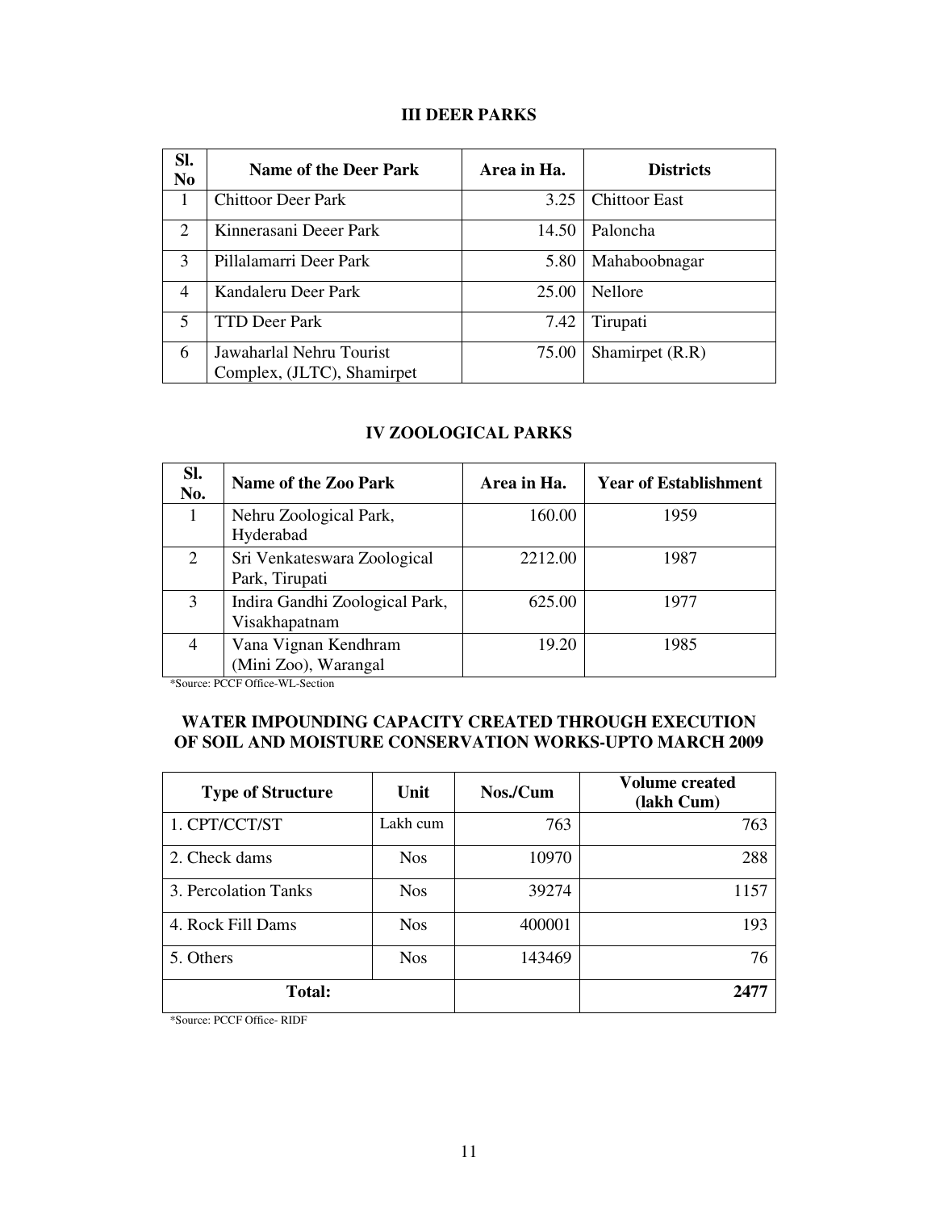### III DEER PARKS

| Sl. No | Name of the Deer Park | Area in Ha. | Districts |
|---|---|---|---|
| 1 | Chittoor Deer Park | 3.25 | Chittoor East |
| 2 | Kinnerasani Deeer Park | 14.50 | Paloncha |
| 3 | Pillalamarri Deer Park | 5.80 | Mahaboobnagar |
| 4 | Kandaleru Deer Park | 25.00 | Nellore |
| 5 | TTD Deer Park | 7.42 | Tirupati |
| 6 | Jawaharlal Nehru Tourist Complex, (JLTC), Shamirpet | 75.00 | Shamirpet (R.R) |

### IV ZOOLOGICAL PARKS

| Sl. No. | Name of the Zoo Park | Area in Ha. | Year of Establishment |
|---|---|---|---|
| 1 | Nehru Zoological Park, Hyderabad | 160.00 | 1959 |
| 2 | Sri Venkateswara Zoological Park, Tirupati | 2212.00 | 1987 |
| 3 | Indira Gandhi Zoological Park, Visakhapatnam | 625.00 | 1977 |
| 4 | Vana Vignan Kendhram (Mini Zoo), Warangal | 19.20 | 1985 |

*Source: PCCF Office-WL-Section

### WATER IMPOUNDING CAPACITY CREATED THROUGH EXECUTION OF SOIL AND MOISTURE CONSERVATION WORKS-UPTO MARCH 2009

| Type of Structure | Unit | Nos./Cum | Volume created (lakh Cum) |
|---|---|---|---|
| 1. CPT/CCT/ST | Lakh cum | 763 | 763 |
| 2. Check dams | Nos | 10970 | 288 |
| 3. Percolation Tanks | Nos | 39274 | 1157 |
| 4. Rock Fill Dams | Nos | 400001 | 193 |
| 5. Others | Nos | 143469 | 76 |
| **Total:** | | | **2477** |

*Source: PCCF Office- RIDF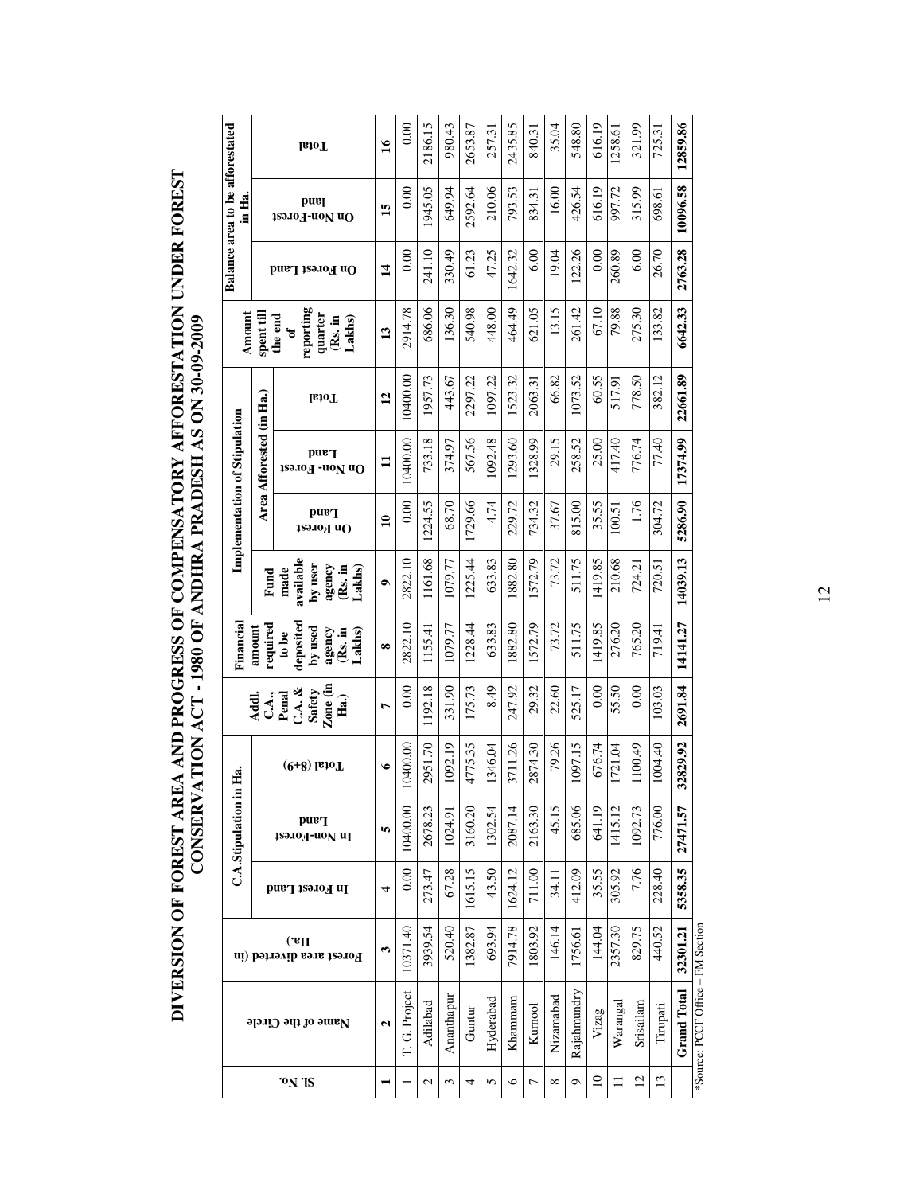# DIVERSION OF FOREST AREA AND PROGRESS OF COMPENSATORY AFFORESTATION UNDER FOREST CONSERVATION ACT - 1980 OF ANDHRA PRADESH AS ON 30-09-2009

| Sl. No. | Name of the Circle | Forest area diverted (in Ha.) | C.A.Stipulation in Ha. | | | Addl. C.A., Penal C.A. & Safety Zone (in Ha.) | Financial amount required to be deposited by used agency (Rs. in Lakhs) | Implementation of Stipulation | | | | Amount spent till the end of reporting quarter (Rs. in Lakhs) | Balance area to be afforestated in Ha. | | |
|---|---|---|---|---|---|---|---|---|---|---|---|---|---|---|---|
| | | | In Forest Land | In Non-Forest Land | Total (8+9) | | | Fund made available by user agency (Rs. in Lakhs) | Area Afforested (in Ha.) | | | | On Forest Land | On Non-Forest land | Total |
| | | | | | | | | | On Forest Land | On Non-Forest Land | Total | | | | |
| 1 | 2 | 3 | 4 | 5 | 6 | 7 | 8 | 9 | 10 | 11 | 12 | 13 | 14 | 15 | 16 |
| 1 | T. G. Project | 10371.40 | 0.00 | 10400.00 | 10400.00 | 0.00 | 2822.10 | 2822.10 | 0.00 | 10400.00 | 10400.00 | 2914.78 | 0.00 | 0.00 | 0.00 |
| 2 | Adilabad | 3939.54 | 273.47 | 2678.23 | 2951.70 | 1192.18 | 1155.41 | 1161.68 | 1224.55 | 733.18 | 1957.73 | 686.06 | 241.10 | 1945.05 | 2186.15 |
| 3 | Ananthapur | 520.40 | 67.28 | 1024.91 | 1092.19 | 331.90 | 1079.77 | 1079.77 | 68.70 | 374.97 | 443.67 | 136.30 | 330.49 | 649.94 | 980.43 |
| 4 | Guntur | 1382.87 | 1615.15 | 3160.20 | 4775.35 | 175.73 | 1228.44 | 1225.44 | 1729.66 | 567.56 | 2297.22 | 540.98 | 61.23 | 2592.64 | 2653.87 |
| 5 | Hyderabad | 693.94 | 43.50 | 1302.54 | 1346.04 | 8.49 | 633.83 | 633.83 | 4.74 | 1092.48 | 1097.22 | 448.00 | 47.25 | 210.06 | 257.31 |
| 6 | Khammam | 7914.78 | 1624.12 | 2087.14 | 3711.26 | 247.92 | 1882.80 | 1882.80 | 229.72 | 1293.60 | 1523.32 | 464.49 | 1642.32 | 793.53 | 2435.85 |
| 7 | Kurnool | 1803.92 | 711.00 | 2163.30 | 2874.30 | 29.32 | 1572.79 | 1572.79 | 734.32 | 1328.99 | 2063.31 | 621.05 | 6.00 | 834.31 | 840.31 |
| 8 | Nizamabad | 146.14 | 34.11 | 45.15 | 79.26 | 22.60 | 73.72 | 73.72 | 37.67 | 29.15 | 66.82 | 13.15 | 19.04 | 16.00 | 35.04 |
| 9 | Rajahmundry | 1756.61 | 412.09 | 685.06 | 1097.15 | 525.17 | 511.75 | 511.75 | 815.00 | 258.52 | 1073.52 | 261.42 | 122.26 | 426.54 | 548.80 |
| 10 | Vizag | 144.04 | 35.55 | 641.19 | 676.74 | 0.00 | 1419.85 | 1419.85 | 35.55 | 25.00 | 60.55 | 67.10 | 0.00 | 616.19 | 616.19 |
| 11 | Warangal | 2357.30 | 305.92 | 1415.12 | 1721.04 | 55.50 | 276.20 | 210.68 | 100.51 | 417.40 | 517.91 | 79.88 | 260.89 | 997.72 | 1258.61 |
| 12 | Srisailam | 829.75 | 7.76 | 1092.73 | 1100.49 | 0.00 | 765.20 | 724.21 | 1.76 | 776.74 | 778.50 | 275.30 | 6.00 | 315.99 | 321.99 |
| 13 | Tirupati | 440.52 | 228.40 | 776.00 | 1004.40 | 103.03 | 719.41 | 720.51 | 304.72 | 77.40 | 382.12 | 133.82 | 26.70 | 698.61 | 725.31 |
| | **Grand Total** | **32301.21** | **5358.35** | **27471.57** | **32829.92** | **2691.84** | **14141.27** | **14039.13** | **5286.90** | **17374.99** | **22661.89** | **6642.33** | **2763.28** | **10096.58** | **12859.86** |

*Source: PCCF Office – FM Section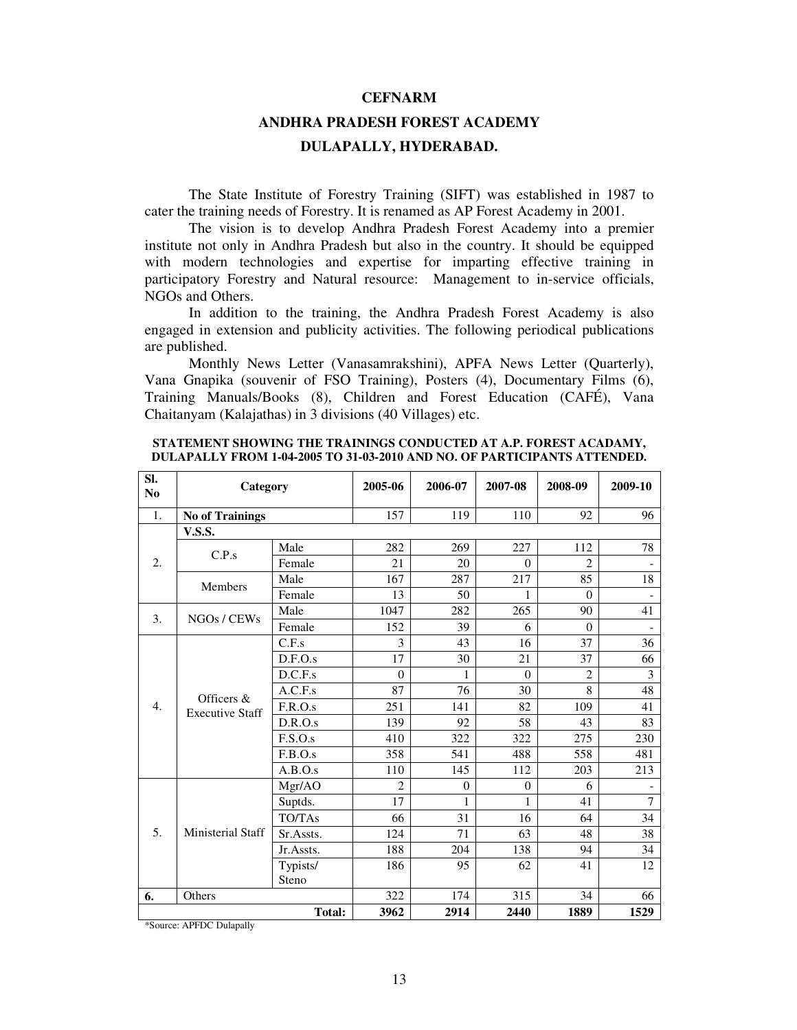**CEFNARM**

**ANDHRA PRADESH FOREST ACADEMY**

**DULAPALLY, HYDERABAD.**

The State Institute of Forestry Training (SIFT) was established in 1987 to cater the training needs of Forestry. It is renamed as AP Forest Academy in 2001.

The vision is to develop Andhra Pradesh Forest Academy into a premier institute not only in Andhra Pradesh but also in the country. It should be equipped with modern technologies and expertise for imparting effective training in participatory Forestry and Natural resource: Management to in-service officials, NGOs and Others.

In addition to the training, the Andhra Pradesh Forest Academy is also engaged in extension and publicity activities. The following periodical publications are published.

Monthly News Letter (Vanasamrakshini), APFA News Letter (Quarterly), Vana Gnapika (souvenir of FSO Training), Posters (4), Documentary Films (6), Training Manuals/Books (8), Children and Forest Education (CAFÉ), Vana Chaitanyam (Kalajathas) in 3 divisions (40 Villages) etc.

**STATEMENT SHOWING THE TRAININGS CONDUCTED AT A.P. FOREST ACADAMY, DULAPALLY FROM 1-04-2005 TO 31-03-2010 AND NO. OF PARTICIPANTS ATTENDED.**

| Sl. No | Category | | 2005-06 | 2006-07 | 2007-08 | 2008-09 | 2009-10 |
|---|---|---|---|---|---|---|---|
| 1. | **No of Trainings** | | 157 | 119 | 110 | 92 | 96 |
| 2. | **V.S.S.** | | | | | | |
| | C.P.s | Male | 282 | 269 | 227 | 112 | 78 |
| | | Female | 21 | 20 | 0 | 2 | - |
| | Members | Male | 167 | 287 | 217 | 85 | 18 |
| | | Female | 13 | 50 | 1 | 0 | - |
| 3. | NGOs / CEWs | Male | 1047 | 282 | 265 | 90 | 41 |
| | | Female | 152 | 39 | 6 | 0 | - |
| 4. | Officers & Executive Staff | C.F.s | 3 | 43 | 16 | 37 | 36 |
| | | D.F.O.s | 17 | 30 | 21 | 37 | 66 |
| | | D.C.F.s | 0 | 1 | 0 | 2 | 3 |
| | | A.C.F.s | 87 | 76 | 30 | 8 | 48 |
| | | F.R.O.s | 251 | 141 | 82 | 109 | 41 |
| | | D.R.O.s | 139 | 92 | 58 | 43 | 83 |
| | | F.S.O.s | 410 | 322 | 322 | 275 | 230 |
| | | F.B.O.s | 358 | 541 | 488 | 558 | 481 |
| | | A.B.O.s | 110 | 145 | 112 | 203 | 213 |
| 5. | Ministerial Staff | Mgr/AO | 2 | 0 | 0 | 6 | - |
| | | Suptds. | 17 | 1 | 1 | 41 | 7 |
| | | TO/TAs | 66 | 31 | 16 | 64 | 34 |
| | | Sr.Assts. | 124 | 71 | 63 | 48 | 38 |
| | | Jr.Assts. | 188 | 204 | 138 | 94 | 34 |
| | | Typists/ Steno | 186 | 95 | 62 | 41 | 12 |
| **6.** | Others | | 322 | 174 | 315 | 34 | 66 |
| | | **Total:** | **3962** | **2914** | **2440** | **1889** | **1529** |

*Source: APFDC Dulapally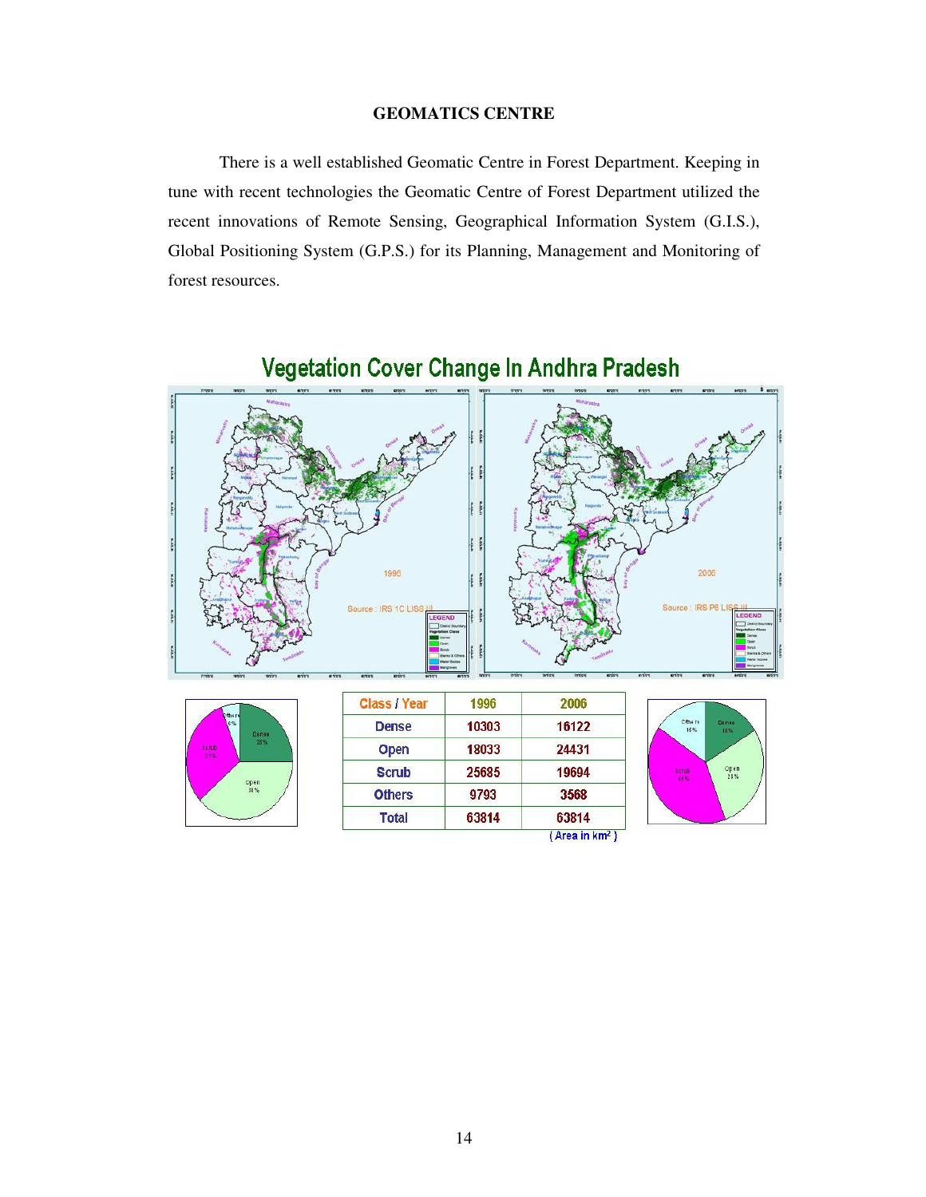## GEOMATICS CENTRE

There is a well established Geomatic Centre in Forest Department. Keeping in tune with recent technologies the Geomatic Centre of Forest Department utilized the recent innovations of Remote Sensing, Geographical Information System (G.I.S.), Global Positioning System (G.P.S.) for its Planning, Management and Monitoring of forest resources.

### Vegetation Cover Change In Andhra Pradesh

| Class / Year | 1996 | 2006 |
|---|---|---|
| Dense | 10303 | 16122 |
| Open | 18033 | 24431 |
| Scrub | 25685 | 19694 |
| Others | 9793 | 3568 |
| Total | 63814 | 63814 |

( Area in km$^2$ )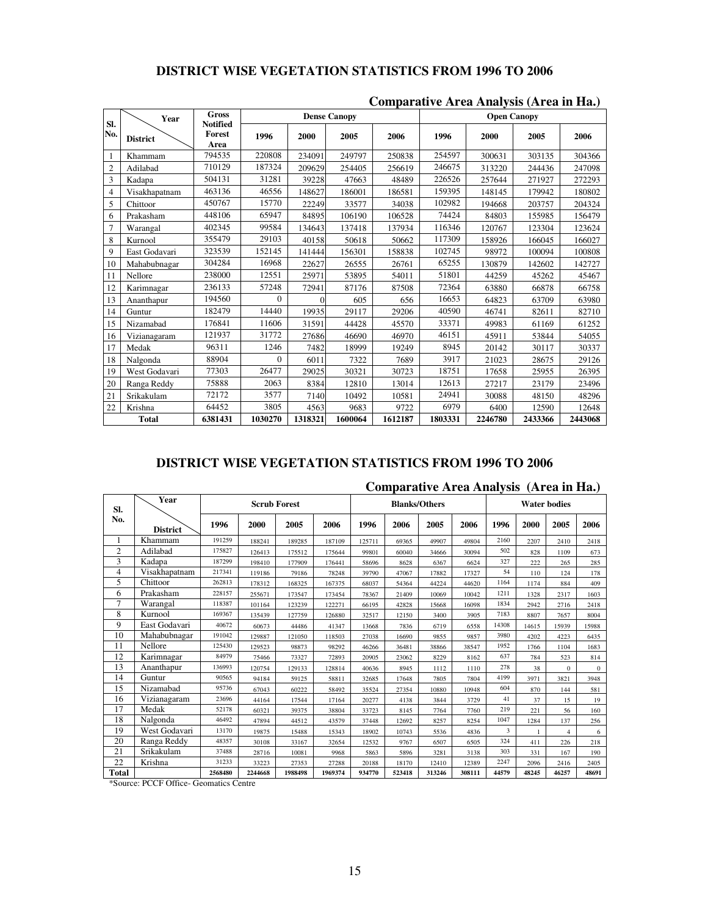## DISTRICT WISE VEGETATION STATISTICS FROM 1996 TO 2006

### Comparative Area Analysis (Area in Ha.)

| Sl. No. | District \ Year | Gross Notified Forest Area | Dense Canopy | | | | Open Canopy | | | |
|---|---|---|---|---|---|---|---|---|---|---|
| | | | 1996 | 2000 | 2005 | 2006 | 1996 | 2000 | 2005 | 2006 |
| 1 | Khammam | 794535 | 220808 | 234091 | 249797 | 250838 | 254597 | 300631 | 303135 | 304366 |
| 2 | Adilabad | 710129 | 187324 | 209629 | 254405 | 256619 | 246675 | 313220 | 244436 | 247098 |
| 3 | Kadapa | 504131 | 31281 | 39228 | 47663 | 48489 | 226526 | 257644 | 271927 | 272293 |
| 4 | Visakhapatnam | 463136 | 46556 | 148627 | 186001 | 186581 | 159395 | 148145 | 179942 | 180802 |
| 5 | Chittoor | 450767 | 15770 | 22249 | 33577 | 34038 | 102982 | 194668 | 203757 | 204324 |
| 6 | Prakasham | 448106 | 65947 | 84895 | 106190 | 106528 | 74424 | 84803 | 155985 | 156479 |
| 7 | Warangal | 402345 | 99584 | 134643 | 137418 | 137934 | 116346 | 120767 | 123304 | 123624 |
| 8 | Kurnool | 355479 | 29103 | 40158 | 50618 | 50662 | 117309 | 158926 | 166045 | 166027 |
| 9 | East Godavari | 323539 | 152145 | 141444 | 156301 | 158838 | 102745 | 98972 | 100094 | 100808 |
| 10 | Mahabubnagar | 304284 | 16968 | 22627 | 26555 | 26761 | 65255 | 130879 | 142602 | 142727 |
| 11 | Nellore | 238000 | 12551 | 25971 | 53895 | 54011 | 51801 | 44259 | 45262 | 45467 |
| 12 | Karimnagar | 236133 | 57248 | 72941 | 87176 | 87508 | 72364 | 63880 | 66878 | 66758 |
| 13 | Ananthapur | 194560 | 0 | 0 | 605 | 656 | 16653 | 64823 | 63709 | 63980 |
| 14 | Guntur | 182479 | 14440 | 19935 | 29117 | 29206 | 40590 | 46741 | 82611 | 82710 |
| 15 | Nizamabad | 176841 | 11606 | 31591 | 44428 | 45570 | 33371 | 49983 | 61169 | 61252 |
| 16 | Vizianagaram | 121937 | 31772 | 27686 | 46690 | 46970 | 46151 | 45911 | 53844 | 54055 |
| 17 | Medak | 96311 | 1246 | 7482 | 18999 | 19249 | 8945 | 20142 | 30117 | 30337 |
| 18 | Nalgonda | 88904 | 0 | 6011 | 7322 | 7689 | 3917 | 21023 | 28675 | 29126 |
| 19 | West Godavari | 77303 | 26477 | 29025 | 30321 | 30723 | 18751 | 17658 | 25955 | 26395 |
| 20 | Ranga Reddy | 75888 | 2063 | 8384 | 12810 | 13014 | 12613 | 27217 | 23179 | 23496 |
| 21 | Srikakulam | 72172 | 3577 | 7140 | 10492 | 10581 | 24941 | 30088 | 48150 | 48296 |
| 22 | Krishna | 64452 | 3805 | 4563 | 9683 | 9722 | 6979 | 6400 | 12590 | 12648 |
| | **Total** | **6381431** | **1030270** | **1318321** | **1600064** | **1612187** | **1803331** | **2246780** | **2433366** | **2443068** |

## DISTRICT WISE VEGETATION STATISTICS FROM 1996 TO 2006

### Comparative Area Analysis (Area in Ha.)

| Sl. No. | District \ Year | Scrub Forest | | | | Blanks/Others | | | | Water bodies | | | |
|---|---|---|---|---|---|---|---|---|---|---|---|---|---|
| | | 1996 | 2000 | 2005 | 2006 | 1996 | 2006 | 2005 | 2006 | 1996 | 2000 | 2005 | 2006 |
| 1 | Khammam | 191259 | 188241 | 189285 | 187109 | 125711 | 69365 | 49907 | 49804 | 2160 | 2207 | 2410 | 2418 |
| 2 | Adilabad | 175827 | 126413 | 175512 | 175644 | 99801 | 60040 | 34666 | 30094 | 502 | 828 | 1109 | 673 |
| 3 | Kadapa | 187299 | 198410 | 177909 | 176441 | 58696 | 8628 | 6367 | 6624 | 327 | 222 | 265 | 285 |
| 4 | Visakhapatnam | 217341 | 119186 | 79186 | 78248 | 39790 | 47067 | 17882 | 17327 | 54 | 110 | 124 | 178 |
| 5 | Chittoor | 262813 | 178312 | 168325 | 167375 | 68037 | 54364 | 44224 | 44620 | 1164 | 1174 | 884 | 409 |
| 6 | Prakasham | 228157 | 255671 | 173547 | 173454 | 78367 | 21409 | 10069 | 10042 | 1211 | 1328 | 2317 | 1603 |
| 7 | Warangal | 118387 | 101164 | 123239 | 122271 | 66195 | 42828 | 15668 | 16098 | 1834 | 2942 | 2716 | 2418 |
| 8 | Kurnool | 169367 | 135439 | 127759 | 126880 | 32517 | 12150 | 3400 | 3905 | 7183 | 8807 | 7657 | 8004 |
| 9 | East Godavari | 40672 | 60673 | 44486 | 41347 | 13668 | 7836 | 6719 | 6558 | 14308 | 14615 | 15939 | 15988 |
| 10 | Mahabubnagar | 191042 | 129887 | 121050 | 118503 | 27038 | 16690 | 9855 | 9857 | 3980 | 4202 | 4223 | 6435 |
| 11 | Nellore | 125430 | 129523 | 98873 | 98292 | 46266 | 36481 | 38866 | 38547 | 1952 | 1766 | 1104 | 1683 |
| 12 | Karimnagar | 84979 | 75466 | 73327 | 72893 | 20905 | 23062 | 8229 | 8162 | 637 | 784 | 523 | 814 |
| 13 | Ananthapur | 136993 | 120754 | 129133 | 128814 | 40636 | 8945 | 1112 | 1110 | 278 | 38 | 0 | 0 |
| 14 | Guntur | 90565 | 94184 | 59125 | 58811 | 32685 | 17648 | 7805 | 7804 | 4199 | 3971 | 3821 | 3948 |
| 15 | Nizamabad | 95736 | 67043 | 60222 | 58492 | 35524 | 27354 | 10880 | 10948 | 604 | 870 | 144 | 581 |
| 16 | Vizianagaram | 23696 | 44164 | 17544 | 17164 | 20277 | 4138 | 3844 | 3729 | 41 | 37 | 15 | 19 |
| 17 | Medak | 52178 | 60321 | 39375 | 38804 | 33723 | 8145 | 7764 | 7760 | 219 | 221 | 56 | 160 |
| 18 | Nalgonda | 46492 | 47894 | 44512 | 43579 | 37448 | 12692 | 8257 | 8254 | 1047 | 1284 | 137 | 256 |
| 19 | West Godavari | 13170 | 19875 | 15488 | 15343 | 18902 | 10743 | 5536 | 4836 | 3 | 1 | 4 | 6 |
| 20 | Ranga Reddy | 48357 | 30108 | 33167 | 32654 | 12532 | 9767 | 6507 | 6505 | 324 | 411 | 226 | 218 |
| 21 | Srikakulam | 37488 | 28716 | 10081 | 9968 | 5863 | 5896 | 3281 | 3138 | 303 | 331 | 167 | 190 |
| 22 | Krishna | 31233 | 33223 | 27353 | 27288 | 20188 | 18170 | 12410 | 12389 | 2247 | 2096 | 2416 | 2405 |
| **Total** | | **2568480** | **2244668** | **1988498** | **1969374** | **934770** | **523418** | **313246** | **308111** | **44579** | **48245** | **46257** | **48691** |

*Source: PCCF Office- Geomatics Centre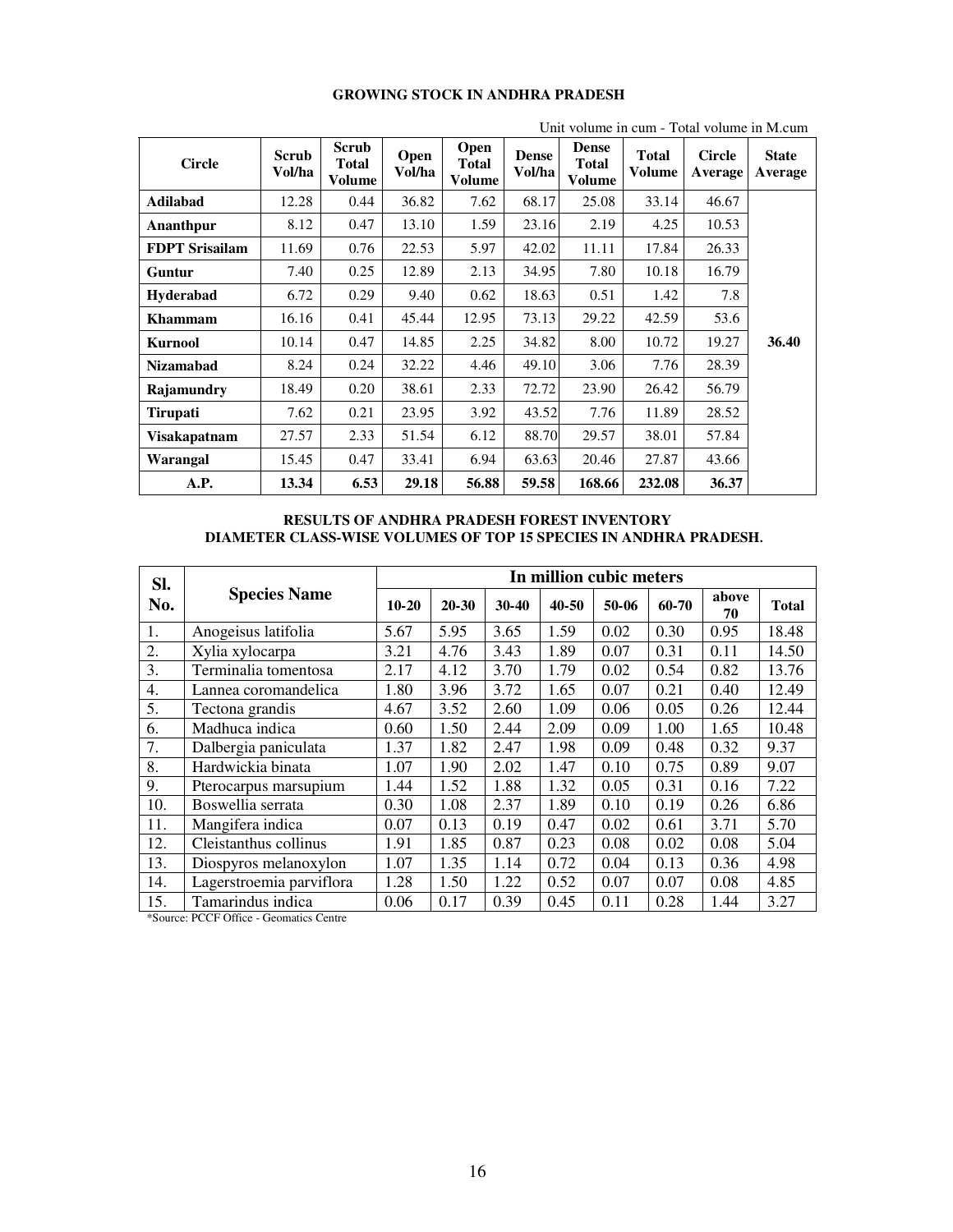### GROWING STOCK IN ANDHRA PRADESH

Unit volume in cum - Total volume in M.cum

| Circle | Scrub Vol/ha | Scrub Total Volume | Open Vol/ha | Open Total Volume | Dense Vol/ha | Dense Total Volume | Total Volume | Circle Average | State Average |
|---|---|---|---|---|---|---|---|---|---|
| **Adilabad** | 12.28 | 0.44 | 36.82 | 7.62 | 68.17 | 25.08 | 33.14 | 46.67 | |
| **Ananthpur** | 8.12 | 0.47 | 13.10 | 1.59 | 23.16 | 2.19 | 4.25 | 10.53 | |
| **FDPT Srisailam** | 11.69 | 0.76 | 22.53 | 5.97 | 42.02 | 11.11 | 17.84 | 26.33 | |
| **Guntur** | 7.40 | 0.25 | 12.89 | 2.13 | 34.95 | 7.80 | 10.18 | 16.79 | |
| **Hyderabad** | 6.72 | 0.29 | 9.40 | 0.62 | 18.63 | 0.51 | 1.42 | 7.8 | |
| **Khammam** | 16.16 | 0.41 | 45.44 | 12.95 | 73.13 | 29.22 | 42.59 | 53.6 | |
| **Kurnool** | 10.14 | 0.47 | 14.85 | 2.25 | 34.82 | 8.00 | 10.72 | 19.27 | **36.40** |
| **Nizamabad** | 8.24 | 0.24 | 32.22 | 4.46 | 49.10 | 3.06 | 7.76 | 28.39 | |
| **Rajamundry** | 18.49 | 0.20 | 38.61 | 2.33 | 72.72 | 23.90 | 26.42 | 56.79 | |
| **Tirupati** | 7.62 | 0.21 | 23.95 | 3.92 | 43.52 | 7.76 | 11.89 | 28.52 | |
| **Visakapatnam** | 27.57 | 2.33 | 51.54 | 6.12 | 88.70 | 29.57 | 38.01 | 57.84 | |
| **Warangal** | 15.45 | 0.47 | 33.41 | 6.94 | 63.63 | 20.46 | 27.87 | 43.66 | |
| **A.P.** | **13.34** | **6.53** | **29.18** | **56.88** | **59.58** | **168.66** | **232.08** | **36.37** | |

### RESULTS OF ANDHRA PRADESH FOREST INVENTORY
### DIAMETER CLASS-WISE VOLUMES OF TOP 15 SPECIES IN ANDHRA PRADESH.

| Sl. No. | Species Name | In million cubic meters | | | | | | | |
|---|---|---|---|---|---|---|---|---|---|
| | | 10-20 | 20-30 | 30-40 | 40-50 | 50-06 | 60-70 | above 70 | Total |
| 1. | Anogeisus latifolia | 5.67 | 5.95 | 3.65 | 1.59 | 0.02 | 0.30 | 0.95 | 18.48 |
| 2. | Xylia xylocarpa | 3.21 | 4.76 | 3.43 | 1.89 | 0.07 | 0.31 | 0.11 | 14.50 |
| 3. | Terminalia tomentosa | 2.17 | 4.12 | 3.70 | 1.79 | 0.02 | 0.54 | 0.82 | 13.76 |
| 4. | Lannea coromandelica | 1.80 | 3.96 | 3.72 | 1.65 | 0.07 | 0.21 | 0.40 | 12.49 |
| 5. | Tectona grandis | 4.67 | 3.52 | 2.60 | 1.09 | 0.06 | 0.05 | 0.26 | 12.44 |
| 6. | Madhuca indica | 0.60 | 1.50 | 2.44 | 2.09 | 0.09 | 1.00 | 1.65 | 10.48 |
| 7. | Dalbergia paniculata | 1.37 | 1.82 | 2.47 | 1.98 | 0.09 | 0.48 | 0.32 | 9.37 |
| 8. | Hardwickia binata | 1.07 | 1.90 | 2.02 | 1.47 | 0.10 | 0.75 | 0.89 | 9.07 |
| 9. | Pterocarpus marsupium | 1.44 | 1.52 | 1.88 | 1.32 | 0.05 | 0.31 | 0.16 | 7.22 |
| 10. | Boswellia serrata | 0.30 | 1.08 | 2.37 | 1.89 | 0.10 | 0.19 | 0.26 | 6.86 |
| 11. | Mangifera indica | 0.07 | 0.13 | 0.19 | 0.47 | 0.02 | 0.61 | 3.71 | 5.70 |
| 12. | Cleistanthus collinus | 1.91 | 1.85 | 0.87 | 0.23 | 0.08 | 0.02 | 0.08 | 5.04 |
| 13. | Diospyros melanoxylon | 1.07 | 1.35 | 1.14 | 0.72 | 0.04 | 0.13 | 0.36 | 4.98 |
| 14. | Lagerstroemia parviflora | 1.28 | 1.50 | 1.22 | 0.52 | 0.07 | 0.07 | 0.08 | 4.85 |
| 15. | Tamarindus indica | 0.06 | 0.17 | 0.39 | 0.45 | 0.11 | 0.28 | 1.44 | 3.27 |

*Source: PCCF Office - Geomatics Centre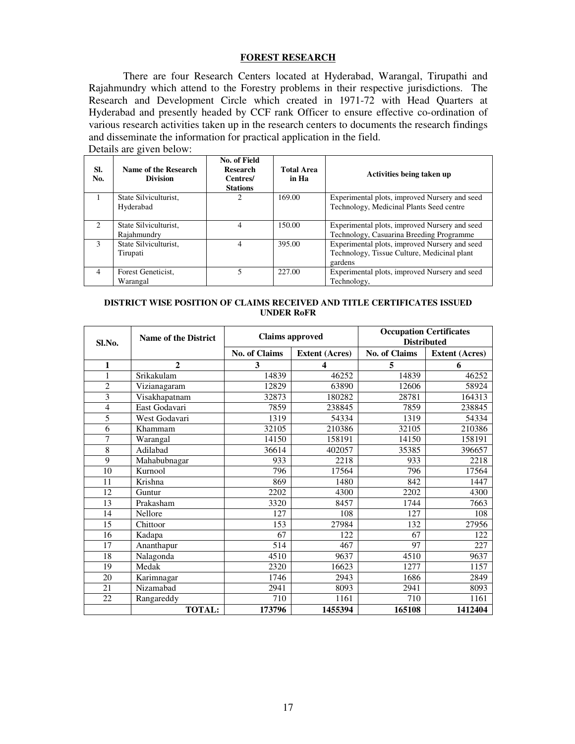## FOREST RESEARCH

There are four Research Centers located at Hyderabad, Warangal, Tirupathi and Rajahmundry which attend to the Forestry problems in their respective jurisdictions. The Research and Development Circle which created in 1971-72 with Head Quarters at Hyderabad and presently headed by CCF rank Officer to ensure effective co-ordination of various research activities taken up in the research centers to documents the research findings and disseminate the information for practical application in the field.

Details are given below:

| Sl. No. | Name of the Research Division | No. of Field Research Centres/ Stations | Total Area in Ha | Activities being taken up |
|---|---|---|---|---|
| 1 | State Silviculturist, Hyderabad | 2 | 169.00 | Experimental plots, improved Nursery and seed Technology, Medicinal Plants Seed centre |
| 2 | State Silviculturist, Rajahmundry | 4 | 150.00 | Experimental plots, improved Nursery and seed Technology, Casuarina Breeding Programme |
| 3 | State Silviculturist, Tirupati | 4 | 395.00 | Experimental plots, improved Nursery and seed Technology, Tissue Culture, Medicinal plant gardens |
| 4 | Forest Geneticist, Warangal | 5 | 227.00 | Experimental plots, improved Nursery and seed Technology, |

### DISTRICT WISE POSITION OF CLAIMS RECEIVED AND TITLE CERTIFICATES ISSUED UNDER RoFR

| Sl.No. | Name of the District | Claims approved | | Occupation Certificates Distributed | |
|---|---|---|---|---|---|
| | | No. of Claims | Extent (Acres) | No. of Claims | Extent (Acres) |
| 1 | 2 | 3 | 4 | 5 | 6 |
| 1 | Srikakulam | 14839 | 46252 | 14839 | 46252 |
| 2 | Vizianagaram | 12829 | 63890 | 12606 | 58924 |
| 3 | Visakhapatnam | 32873 | 180282 | 28781 | 164313 |
| 4 | East Godavari | 7859 | 238845 | 7859 | 238845 |
| 5 | West Godavari | 1319 | 54334 | 1319 | 54334 |
| 6 | Khammam | 32105 | 210386 | 32105 | 210386 |
| 7 | Warangal | 14150 | 158191 | 14150 | 158191 |
| 8 | Adilabad | 36614 | 402057 | 35385 | 396657 |
| 9 | Mahabubnagar | 933 | 2218 | 933 | 2218 |
| 10 | Kurnool | 796 | 17564 | 796 | 17564 |
| 11 | Krishna | 869 | 1480 | 842 | 1447 |
| 12 | Guntur | 2202 | 4300 | 2202 | 4300 |
| 13 | Prakasham | 3320 | 8457 | 1744 | 7663 |
| 14 | Nellore | 127 | 108 | 127 | 108 |
| 15 | Chittoor | 153 | 27984 | 132 | 27956 |
| 16 | Kadapa | 67 | 122 | 67 | 122 |
| 17 | Ananthapur | 514 | 467 | 97 | 227 |
| 18 | Nalagonda | 4510 | 9637 | 4510 | 9637 |
| 19 | Medak | 2320 | 16623 | 1277 | 1157 |
| 20 | Karimnagar | 1746 | 2943 | 1686 | 2849 |
| 21 | Nizamabad | 2941 | 8093 | 2941 | 8093 |
| 22 | Rangareddy | 710 | 1161 | 710 | 1161 |
| | **TOTAL:** | **173796** | **1455394** | **165108** | **1412404** |